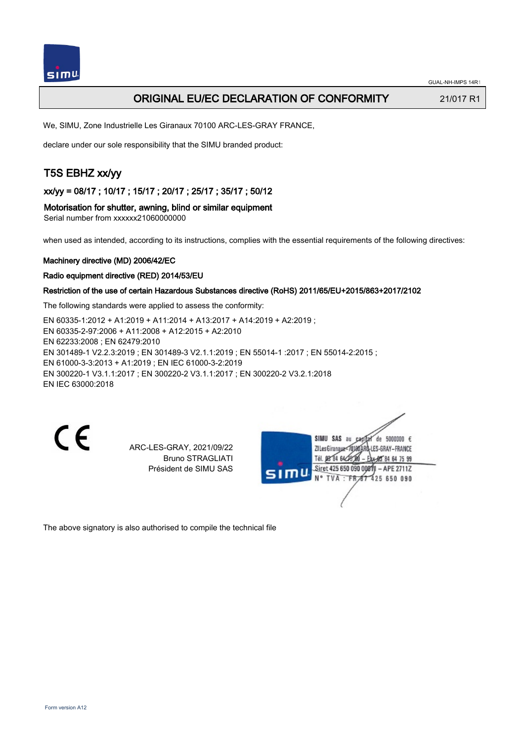# ORIGINAL EU/EC DECLARATION OF CONFORMITY

21/017 R1

We, SIMU, Zone Industrielle Les Giranaux 70100 ARC-LES-GRAY FRANCE,

declare under our sole responsibility that the SIMU branded product:

## T5S EBHZ xx/yy

### xx/yy = 08/17 ; 10/17 ; 15/17 ; 20/17 ; 25/17 ; 35/17 ; 50/12

**Motorisation for shutter, awning, blind or similar equipment**

Serial number from xxxxxx21060000000

when used as intended, according to its instructions, complies with the essential requirements of the following directives:

**Machinery directive (MD) 2006/42/EC**

**Radio equipment directive (RED) 2014/53/EU**

**Restriction of the use of certain Hazardous Substances directive (RoHS) 2011/65/EU+2015/863+2017/2102**

The following standards were applied to assess the conformity:

EN 60335-1:2012 + A1:2019 + A11:2014 + A13:2017 + A14:2019 + A2:2019 ;
EN 60335-2-97:2006 + A11:2008 + A12:2015 + A2:2010
EN 62233:2008 ; EN 62479:2010
EN 301489-1 V2.2.3:2019 ; EN 301489-3 V2.1.1:2019 ; EN 55014-1 :2017 ; EN 55014-2:2015 ;
EN 61000-3-3:2013 + A1:2019 ; EN IEC 61000-3-2:2019
EN 300220-1 V3.1.1:2017 ; EN 300220-2 V3.1.1:2017 ; EN 300220-2 V3.2.1:2018
EN IEC 63000:2018

CE

ARC-LES-GRAY, 2021/09/22
Bruno STRAGLIATI
Président de SIMU SAS

SIMU SAS au capital de 5000000 €
ZI Les Giranaux - 70100 ARC-LES-GRAY - FRANCE
Tél. 03 84 64 75 00 - Fax 03 84 64 75 99
Siret 425 650 090 00011 - APE 2711Z
N° TVA : FR 87 425 650 090

The above signatory is also authorised to compile the technical file

Form version A12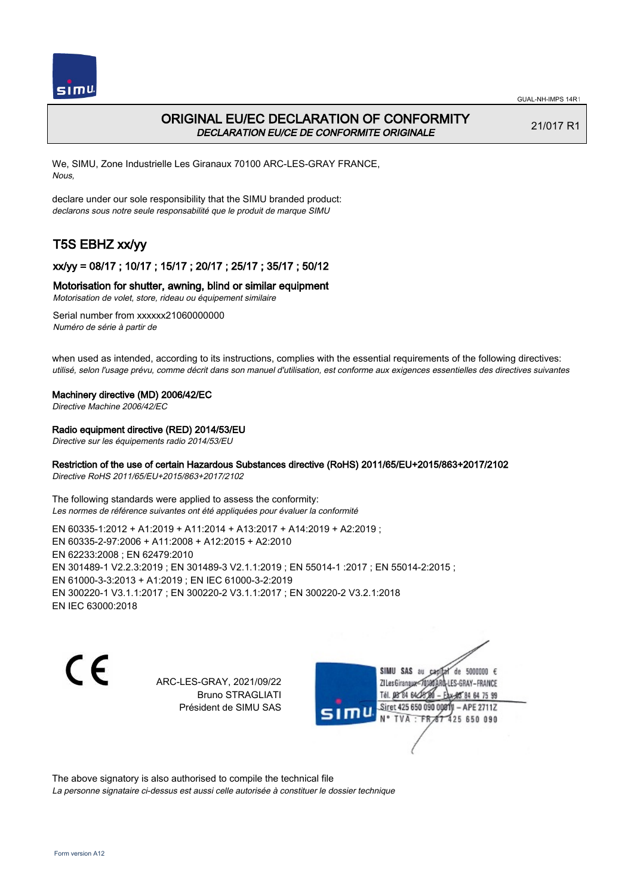# ORIGINAL EU/EC DECLARATION OF CONFORMITY

*DECLARATION EU/CE DE CONFORMITE ORIGINALE*

21/017 R1

We, SIMU, Zone Industrielle Les Giranaux 70100 ARC-LES-GRAY FRANCE,
*Nous,*

declare under our sole responsibility that the SIMU branded product:
*declarons sous notre seule responsabilité que le produit de marque SIMU*

## T5S EBHZ xx/yy

### xx/yy = 08/17 ; 10/17 ; 15/17 ; 20/17 ; 25/17 ; 35/17 ; 50/12

### Motorisation for shutter, awning, blind or similar equipment

*Motorisation de volet, store, rideau ou équipement similaire*

Serial number from xxxxxx21060000000
*Numéro de série à partir de*

when used as intended, according to its instructions, complies with the essential requirements of the following directives:
*utilisé, selon l'usage prévu, comme décrit dans son manuel d'utilisation, est conforme aux exigences essentielles des directives suivantes*

**Machinery directive (MD) 2006/42/EC**
*Directive Machine 2006/42/EC*

**Radio equipment directive (RED) 2014/53/EU**
*Directive sur les équipements radio 2014/53/EU*

**Restriction of the use of certain Hazardous Substances directive (RoHS) 2011/65/EU+2015/863+2017/2102**
*Directive RoHS 2011/65/EU+2015/863+2017/2102*

The following standards were applied to assess the conformity:
*Les normes de référence suivantes ont été appliquées pour évaluer la conformité*

EN 60335-1:2012 + A1:2019 + A11:2014 + A13:2017 + A14:2019 + A2:2019 ;
EN 60335-2-97:2006 + A11:2008 + A12:2015 + A2:2010
EN 62233:2008 ; EN 62479:2010
EN 301489-1 V2.2.3:2019 ; EN 301489-3 V2.1.1:2019 ; EN 55014-1 :2017 ; EN 55014-2:2015 ;
EN 61000-3-3:2013 + A1:2019 ; EN IEC 61000-3-2:2019
EN 300220-1 V3.1.1:2017 ; EN 300220-2 V3.1.1:2017 ; EN 300220-2 V3.2.1:2018
EN IEC 63000:2018

CE

ARC-LES-GRAY, 2021/09/22
Bruno STRAGLIATI
Président de SIMU SAS

SIMU SAS au capital de 5000000 €
ZI Les Giranaux 70100 ARC-LES-GRAY-FRANCE
Tél. 03 84 64 75 00 – Fax 03 84 64 75 99
Siret 425 650 090 00011 – APE 2711Z
N° TVA : FR 87 425 650 090

The above signatory is also authorised to compile the technical file
*La personne signataire ci-dessus est aussi celle autorisée à constituer le dossier technique*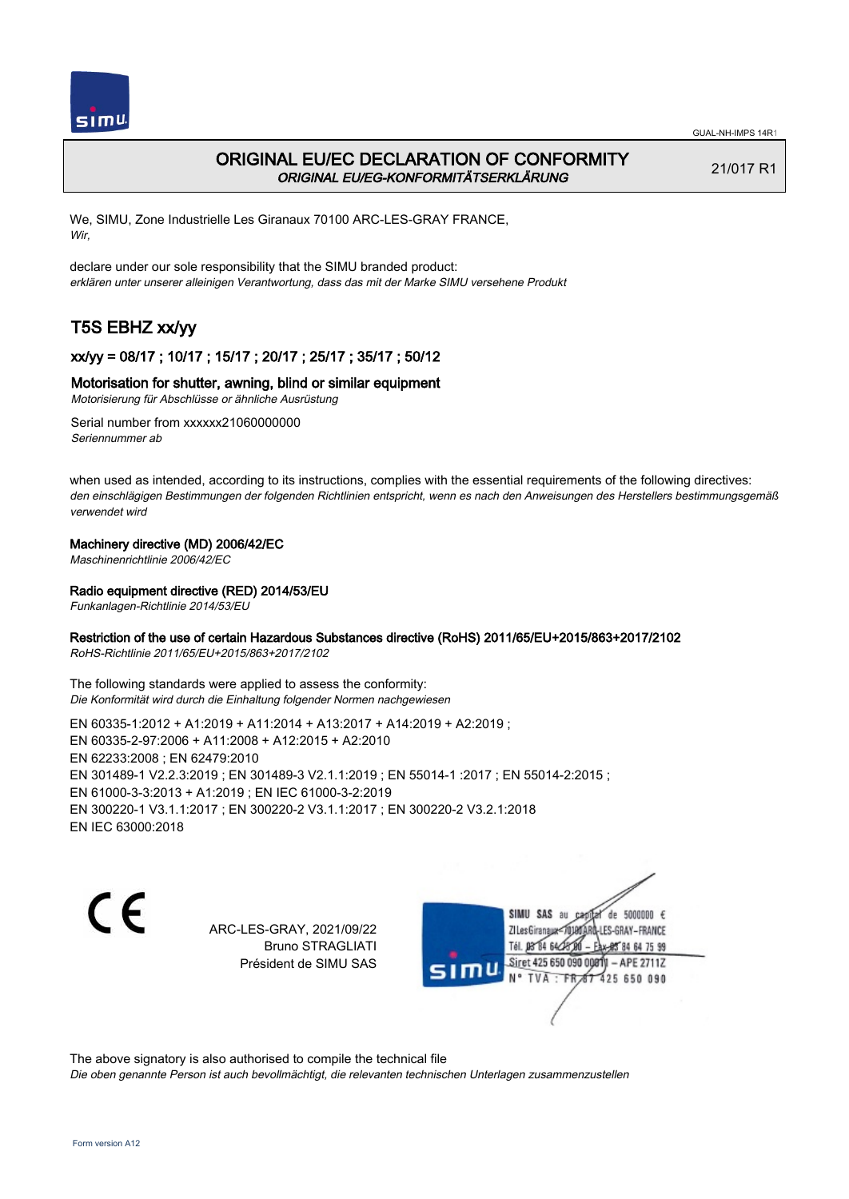# ORIGINAL EU/EC DECLARATION OF CONFORMITY

*ORIGINAL EU/EG-KONFORMITÄTSERKLÄRUNG*

21/017 R1

We, SIMU, Zone Industrielle Les Giranaux 70100 ARC-LES-GRAY FRANCE,
*Wir,*

declare under our sole responsibility that the SIMU branded product:
*erklären unter unserer alleinigen Verantwortung, dass das mit der Marke SIMU versehene Produkt*

## T5S EBHZ xx/yy

### xx/yy = 08/17 ; 10/17 ; 15/17 ; 20/17 ; 25/17 ; 35/17 ; 50/12

### Motorisation for shutter, awning, blind or similar equipment

*Motorisierung für Abschlüsse or ähnliche Ausrüstung*

Serial number from xxxxxx21060000000
*Seriennummer ab*

when used as intended, according to its instructions, complies with the essential requirements of the following directives:
*den einschlägigen Bestimmungen der folgenden Richtlinien entspricht, wenn es nach den Anweisungen des Herstellers bestimmungsgemäß verwendet wird*

**Machinery directive (MD) 2006/42/EC**
*Maschinenrichtlinie 2006/42/EC*

**Radio equipment directive (RED) 2014/53/EU**
*Funkanlagen-Richtlinie 2014/53/EU*

**Restriction of the use of certain Hazardous Substances directive (RoHS) 2011/65/EU+2015/863+2017/2102**
*RoHS-Richtlinie 2011/65/EU+2015/863+2017/2102*

The following standards were applied to assess the conformity:
*Die Konformität wird durch die Einhaltung folgender Normen nachgewiesen*

EN 60335-1:2012 + A1:2019 + A11:2014 + A13:2017 + A14:2019 + A2:2019 ;
EN 60335-2-97:2006 + A11:2008 + A12:2015 + A2:2010
EN 62233:2008 ; EN 62479:2010
EN 301489-1 V2.2.3:2019 ; EN 301489-3 V2.1.1:2019 ; EN 55014-1 :2017 ; EN 55014-2:2015 ;
EN 61000-3-3:2013 + A1:2019 ; EN IEC 61000-3-2:2019
EN 300220-1 V3.1.1:2017 ; EN 300220-2 V3.1.1:2017 ; EN 300220-2 V3.2.1:2018
EN IEC 63000:2018

CE

ARC-LES-GRAY, 2021/09/22
Bruno STRAGLIATI
Président de SIMU SAS

SIMU SAS au capital de 5000000 €
ZI Les Giranaux 70100 ARC-LES-GRAY-FRANCE
Tél. 03 84 64 75 00 – Fax 03 84 64 75 99
Siret 425 650 090 00011 – APE 2711Z
N° TVA : FR 87 425 650 090

The above signatory is also authorised to compile the technical file
*Die oben genannte Person ist auch bevollmächtigt, die relevanten technischen Unterlagen zusammenzustellen*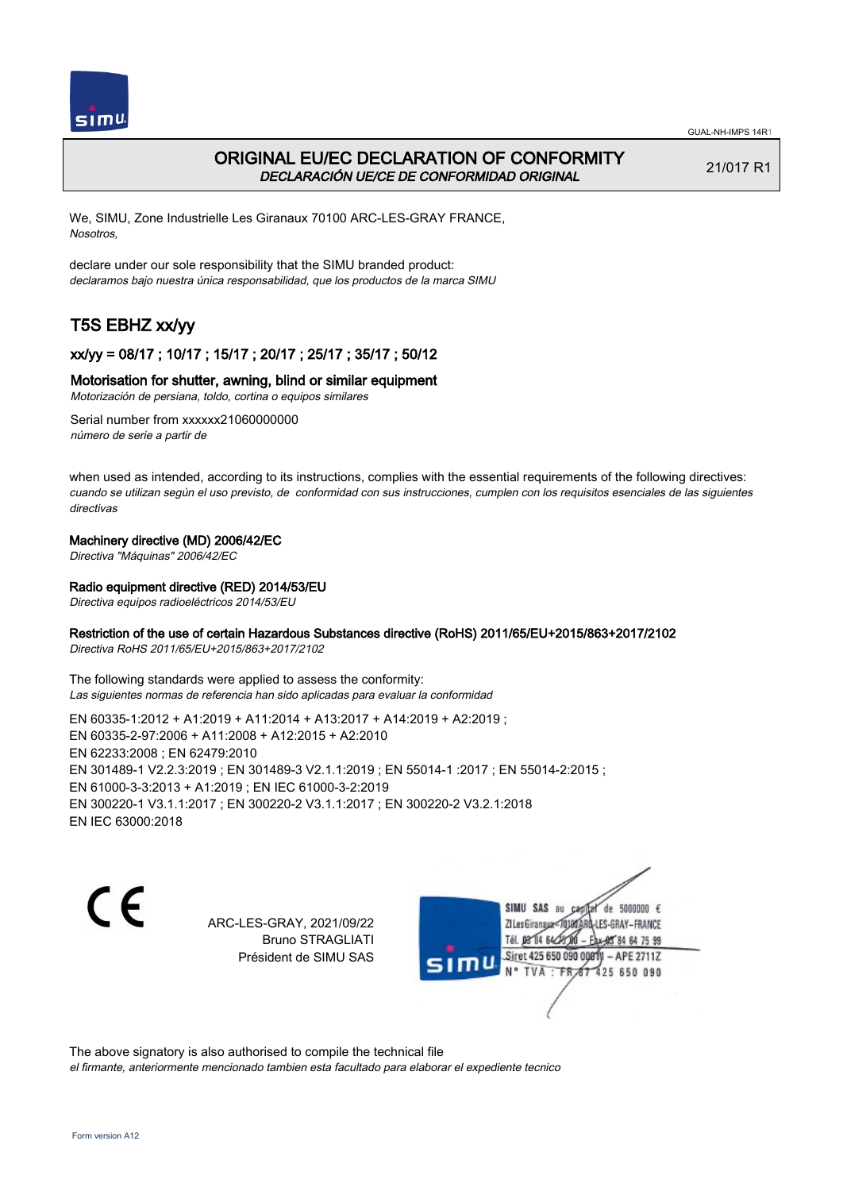# ORIGINAL EU/EC DECLARATION OF CONFORMITY
*DECLARACIÓN UE/CE DE CONFORMIDAD ORIGINAL*

21/017 R1

We, SIMU, Zone Industrielle Les Giranaux 70100 ARC-LES-GRAY FRANCE,
*Nosotros,*

declare under our sole responsibility that the SIMU branded product:
*declaramos bajo nuestra única responsabilidad, que los productos de la marca SIMU*

## T5S EBHZ xx/yy

### xx/yy = 08/17 ; 10/17 ; 15/17 ; 20/17 ; 25/17 ; 35/17 ; 50/12

### Motorisation for shutter, awning, blind or similar equipment
*Motorización de persiana, toldo, cortina o equipos similares*

Serial number from xxxxxx21060000000
*número de serie a partir de*

when used as intended, according to its instructions, complies with the essential requirements of the following directives:
*cuando se utilizan según el uso previsto, de conformidad con sus instrucciones, cumplen con los requisitos esenciales de las siguientes directivas*

**Machinery directive (MD) 2006/42/EC**
*Directiva "Máquinas" 2006/42/EC*

**Radio equipment directive (RED) 2014/53/EU**
*Directiva equipos radioeléctricos 2014/53/EU*

**Restriction of the use of certain Hazardous Substances directive (RoHS) 2011/65/EU+2015/863+2017/2102**
*Directiva RoHS 2011/65/EU+2015/863+2017/2102*

The following standards were applied to assess the conformity:
*Las siguientes normas de referencia han sido aplicadas para evaluar la conformidad*

EN 60335-1:2012 + A1:2019 + A11:2014 + A13:2017 + A14:2019 + A2:2019 ;
EN 60335-2-97:2006 + A11:2008 + A12:2015 + A2:2010
EN 62233:2008 ; EN 62479:2010
EN 301489-1 V2.2.3:2019 ; EN 301489-3 V2.1.1:2019 ; EN 55014-1 :2017 ; EN 55014-2:2015 ;
EN 61000-3-3:2013 + A1:2019 ; EN IEC 61000-3-2:2019
EN 300220-1 V3.1.1:2017 ; EN 300220-2 V3.1.1:2017 ; EN 300220-2 V3.2.1:2018
EN IEC 63000:2018

CE

ARC-LES-GRAY, 2021/09/22
Bruno STRAGLIATI
Président de SIMU SAS

SIMU SAS au capital de 5000000 €
ZI Les Giranaux 70100 ARC-LES-GRAY-FRANCE
Tél. 03 84 64 75 00 – Fax 03 84 64 75 99
Siret 425 650 090 00011 – APE 2711Z
N° TVA : FR 87 425 650 090

The above signatory is also authorised to compile the technical file
*el firmante, anteriormente mencionado tambien esta facultado para elaborar el expediente tecnico*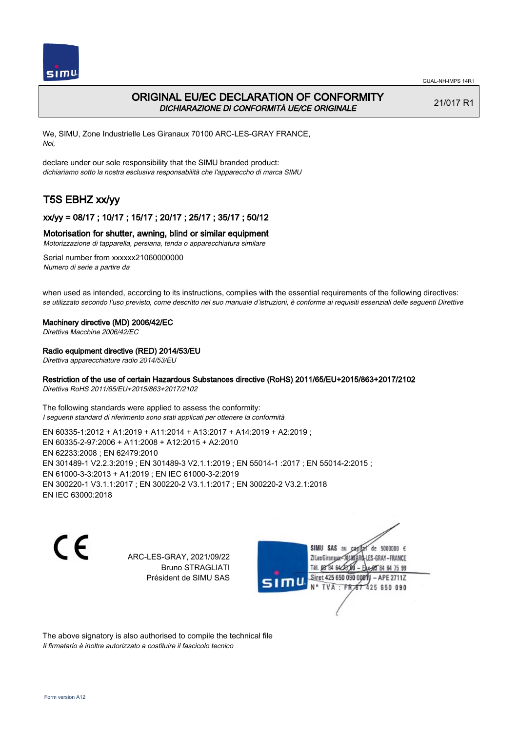# ORIGINAL EU/EC DECLARATION OF CONFORMITY

*DICHIARAZIONE DI CONFORMITÀ UE/CE ORIGINALE*

21/017 R1

We, SIMU, Zone Industrielle Les Giranaux 70100 ARC-LES-GRAY FRANCE,
*Noi,*

declare under our sole responsibility that the SIMU branded product:
*dichiariamo sotto la nostra esclusiva responsabilità che l'apparecchio di marca SIMU*

## T5S EBHZ xx/yy

### xx/yy = 08/17 ; 10/17 ; 15/17 ; 20/17 ; 25/17 ; 35/17 ; 50/12

### Motorisation for shutter, awning, blind or similar equipment

*Motorizzazione di tapparella, persiana, tenda o apparecchiatura similare*

Serial number from xxxxxx21060000000
*Numero di serie a partire da*

when used as intended, according to its instructions, complies with the essential requirements of the following directives:
*se utilizzato secondo l'uso previsto, come descritto nel suo manuale d'istruzioni, è conforme ai requisiti essenziali delle seguenti Direttive*

**Machinery directive (MD) 2006/42/EC**
*Direttiva Macchine 2006/42/EC*

**Radio equipment directive (RED) 2014/53/EU**
*Direttiva apparecchiature radio 2014/53/EU*

**Restriction of the use of certain Hazardous Substances directive (RoHS) 2011/65/EU+2015/863+2017/2102**
*Direttiva RoHS 2011/65/EU+2015/863+2017/2102*

The following standards were applied to assess the conformity:
*I seguenti standard di riferimento sono stati applicati per ottenere la conformità*

EN 60335-1:2012 + A1:2019 + A11:2014 + A13:2017 + A14:2019 + A2:2019 ;
EN 60335-2-97:2006 + A11:2008 + A12:2015 + A2:2010
EN 62233:2008 ; EN 62479:2010
EN 301489-1 V2.2.3:2019 ; EN 301489-3 V2.1.1:2019 ; EN 55014-1 :2017 ; EN 55014-2:2015 ;
EN 61000-3-3:2013 + A1:2019 ; EN IEC 61000-3-2:2019
EN 300220-1 V3.1.1:2017 ; EN 300220-2 V3.1.1:2017 ; EN 300220-2 V3.2.1:2018
EN IEC 63000:2018

CE

ARC-LES-GRAY, 2021/09/22
Bruno STRAGLIATI
Président de SIMU SAS

SIMU SAS au capital de 5000000 €
ZI Les Giranaux 70100 ARC-LES-GRAY – FRANCE
Tél. 03 84 64 75 00 – Fax 03 84 64 75 99
Siret 425 650 090 00011 – APE 2711Z
N° TVA : FR 87 425 650 090

The above signatory is also authorised to compile the technical file
*Il firmatario è inoltre autorizzato a costituire il fascicolo tecnico*

Form version A12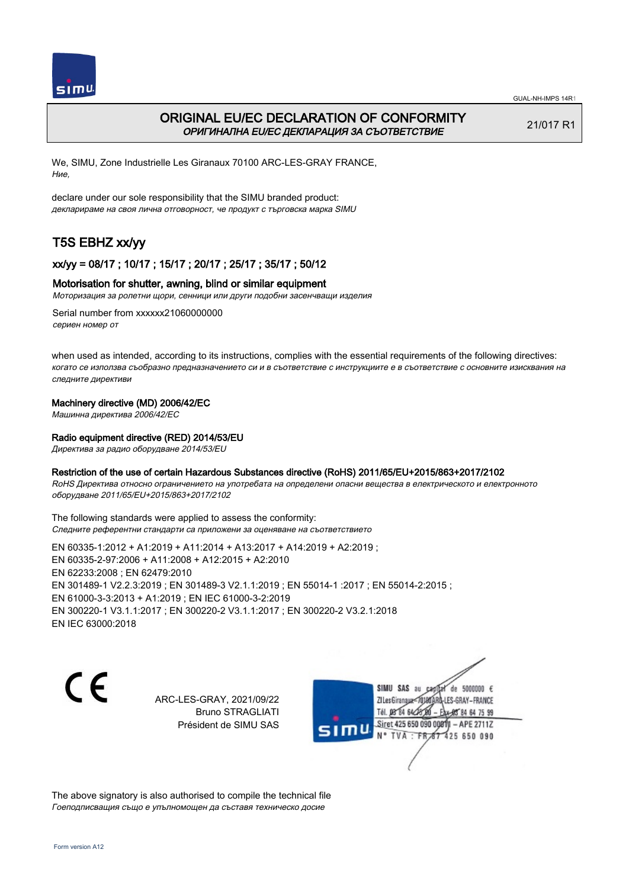# ORIGINAL EU/EC DECLARATION OF CONFORMITY
*ОРИГИНАЛНА EU/EC ДЕКЛАРАЦИЯ ЗА СЪОТВЕТСТВИЕ*

21/017 R1

We, SIMU, Zone Industrielle Les Giranaux 70100 ARC-LES-GRAY FRANCE,
*Ние,*

declare under our sole responsibility that the SIMU branded product:
*декларираме на своя лична отговорност, че продукт с търговска марка SIMU*

## T5S EBHZ xx/yy

### xx/yy = 08/17 ; 10/17 ; 15/17 ; 20/17 ; 25/17 ; 35/17 ; 50/12

### Motorisation for shutter, awning, blind or similar equipment
*Моторизация за ролетни щори, сенници или други подобни засенчващи изделия*

Serial number from xxxxxx21060000000
*сериен номер от*

when used as intended, according to its instructions, complies with the essential requirements of the following directives:
*когато се използва съобразно предназначението си и в съответствие с инструкциите е в съответствие с основните изисквания на следните директиви*

**Machinery directive (MD) 2006/42/EC**
*Машинна директива 2006/42/EC*

**Radio equipment directive (RED) 2014/53/EU**
*Директива за радио оборудване 2014/53/EU*

**Restriction of the use of certain Hazardous Substances directive (RoHS) 2011/65/EU+2015/863+2017/2102**
*RoHS Директива относно ограничението на употребата на определени опасни вещества в електрическото и електронното оборудване 2011/65/EU+2015/863+2017/2102*

The following standards were applied to assess the conformity:
*Следните референтни стандарти са приложени за оценяване на съответствието*

EN 60335-1:2012 + A1:2019 + A11:2014 + A13:2017 + A14:2019 + A2:2019 ;
EN 60335-2-97:2006 + A11:2008 + A12:2015 + A2:2010
EN 62233:2008 ; EN 62479:2010
EN 301489-1 V2.2.3:2019 ; EN 301489-3 V2.1.1:2019 ; EN 55014-1 :2017 ; EN 55014-2:2015 ;
EN 61000-3-3:2013 + A1:2019 ; EN IEC 61000-3-2:2019
EN 300220-1 V3.1.1:2017 ; EN 300220-2 V3.1.1:2017 ; EN 300220-2 V3.2.1:2018
EN IEC 63000:2018

CE

ARC-LES-GRAY, 2021/09/22
Bruno STRAGLIATI
Président de SIMU SAS

SIMU SAS au capital de 5000000 €
ZI Les Giranaux 70100 ARC-LES-GRAY-FRANCE
Tél. 03 84 64 75 00 – Fax 03 84 64 75 99
Siret 425 650 090 00011 – APE 2711Z
N° TVA : FR 87 425 650 090

The above signatory is also authorised to compile the technical file
*Гоеподписващия също е упълномощен да съставя техническо досие*

Form version A12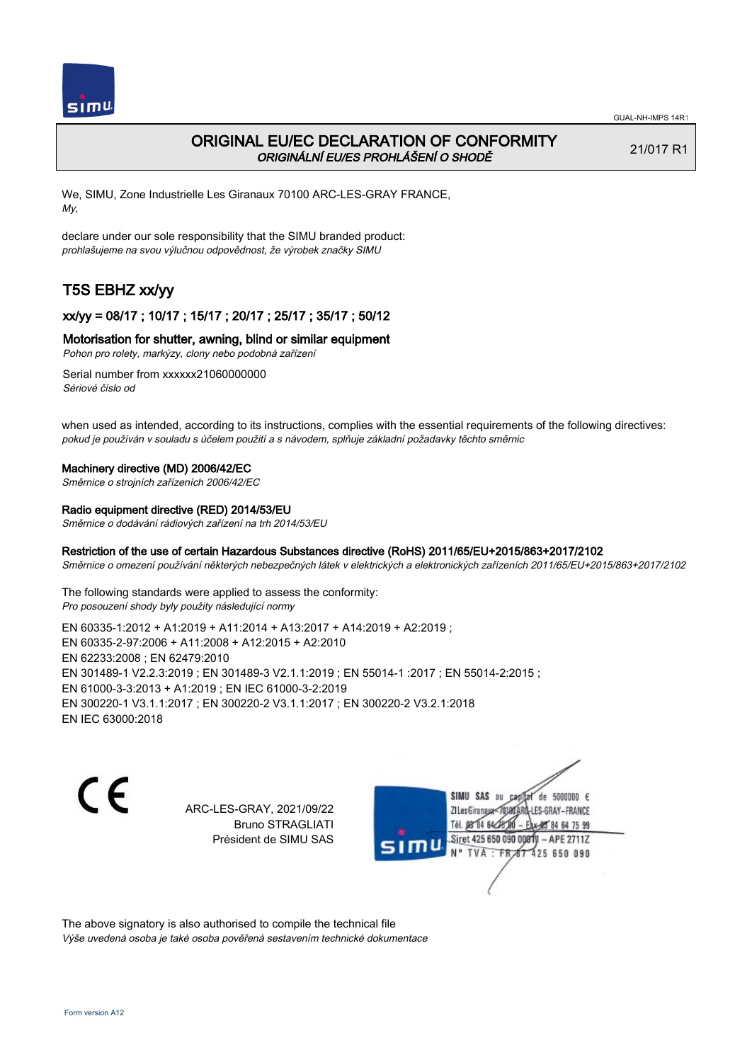# ORIGINAL EU/EC DECLARATION OF CONFORMITY
*ORIGINÁLNÍ EU/ES PROHLÁŠENÍ O SHODĚ*

21/017 R1

We, SIMU, Zone Industrielle Les Giranaux 70100 ARC-LES-GRAY FRANCE,
*My,*

declare under our sole responsibility that the SIMU branded product:
*prohlašujeme na svou výlučnou odpovědnost, že výrobek značky SIMU*

## T5S EBHZ xx/yy

### xx/yy = 08/17 ; 10/17 ; 15/17 ; 20/17 ; 25/17 ; 35/17 ; 50/12

### Motorisation for shutter, awning, blind or similar equipment
*Pohon pro rolety, markýzy, clony nebo podobná zařízení*

Serial number from xxxxxx21060000000
*Sériové číslo od*

when used as intended, according to its instructions, complies with the essential requirements of the following directives:
*pokud je používán v souladu s účelem použití a s návodem, splňuje základní požadavky těchto směrnic*

**Machinery directive (MD) 2006/42/EC**
*Směrnice o strojních zařízeních 2006/42/EC*

**Radio equipment directive (RED) 2014/53/EU**
*Směrnice o dodávání rádiových zařízení na trh 2014/53/EU*

**Restriction of the use of certain Hazardous Substances directive (RoHS) 2011/65/EU+2015/863+2017/2102**
*Směrnice o omezení používání některých nebezpečných látek v elektrických a elektronických zařízeních 2011/65/EU+2015/863+2017/2102*

The following standards were applied to assess the conformity:
*Pro posouzení shody byly použity následující normy*

EN 60335-1:2012 + A1:2019 + A11:2014 + A13:2017 + A14:2019 + A2:2019 ;
EN 60335-2-97:2006 + A11:2008 + A12:2015 + A2:2010
EN 62233:2008 ; EN 62479:2010
EN 301489-1 V2.2.3:2019 ; EN 301489-3 V2.1.1:2019 ; EN 55014-1 :2017 ; EN 55014-2:2015 ;
EN 61000-3-3:2013 + A1:2019 ; EN IEC 61000-3-2:2019
EN 300220-1 V3.1.1:2017 ; EN 300220-2 V3.1.1:2017 ; EN 300220-2 V3.2.1:2018
EN IEC 63000:2018

CE

ARC-LES-GRAY, 2021/09/22
Bruno STRAGLIATI
Président de SIMU SAS

SIMU SAS au capital de 5000000 €
ZI Les Giranaux 70100 ARC-LES-GRAY-FRANCE
Tél. 03 84 64 75 00 – Fax 03 84 64 75 99
Siret 425 650 090 00011 – APE 2711Z
N° TVA : FR 87 425 650 090

The above signatory is also authorised to compile the technical file
*Výše uvedená osoba je také osoba pověřená sestavením technické dokumentace*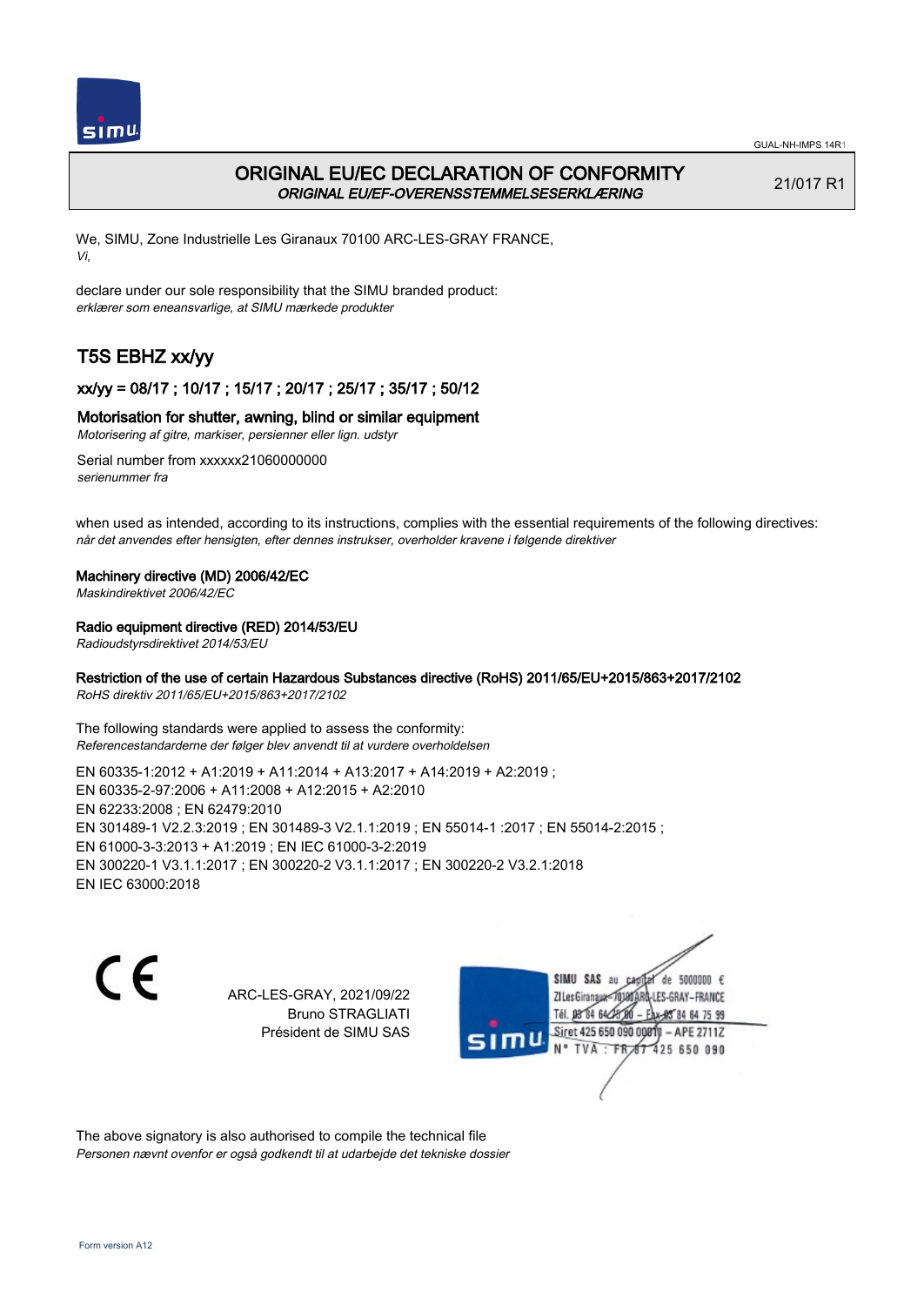GUAL-NH-IMPS 14R1

# ORIGINAL EU/EC DECLARATION OF CONFORMITY

*ORIGINAL EU/EF-OVERENSSTEMMELSESERKLÆRING*

21/017 R1

We, SIMU, Zone Industrielle Les Giranaux 70100 ARC-LES-GRAY FRANCE,
*Vi,*

declare under our sole responsibility that the SIMU branded product:
*erklærer som eneansvarlige, at SIMU mærkede produkter*

## T5S EBHZ xx/yy

### xx/yy = 08/17 ; 10/17 ; 15/17 ; 20/17 ; 25/17 ; 35/17 ; 50/12

### Motorisation for shutter, awning, blind or similar equipment

*Motorisering af gitre, markiser, persienner eller lign. udstyr*

Serial number from xxxxxx21060000000
*serienummer fra*

when used as intended, according to its instructions, complies with the essential requirements of the following directives:
*når det anvendes efter hensigten, efter dennes instrukser, overholder kravene i følgende direktiver*

**Machinery directive (MD) 2006/42/EC**
*Maskindirektivet 2006/42/EC*

**Radio equipment directive (RED) 2014/53/EU**
*Radioudstyrsdirektivet 2014/53/EU*

**Restriction of the use of certain Hazardous Substances directive (RoHS) 2011/65/EU+2015/863+2017/2102**
*RoHS direktiv 2011/65/EU+2015/863+2017/2102*

The following standards were applied to assess the conformity:
*Referencestandarderne der følger blev anvendt til at vurdere overholdelsen*

EN 60335-1:2012 + A1:2019 + A11:2014 + A13:2017 + A14:2019 + A2:2019 ;
EN 60335-2-97:2006 + A11:2008 + A12:2015 + A2:2010
EN 62233:2008 ; EN 62479:2010
EN 301489-1 V2.2.3:2019 ; EN 301489-3 V2.1.1:2019 ; EN 55014-1 :2017 ; EN 55014-2:2015 ;
EN 61000-3-3:2013 + A1:2019 ; EN IEC 61000-3-2:2019
EN 300220-1 V3.1.1:2017 ; EN 300220-2 V3.1.1:2017 ; EN 300220-2 V3.2.1:2018
EN IEC 63000:2018

CE

ARC-LES-GRAY, 2021/09/22
Bruno STRAGLIATI
Président de SIMU SAS

SIMU SAS au capital de 5000000 €
ZI Les Giranaux 70100 ARC-LES-GRAY-FRANCE
Tél. 03 84 64 75 00 – Fax 03 84 64 75 99
Siret 425 650 090 00011 – APE 2711Z
N° TVA : FR 67 425 650 090

The above signatory is also authorised to compile the technical file
*Personen nævnt ovenfor er også godkendt til at udarbejde det tekniske dossier*

Form version A12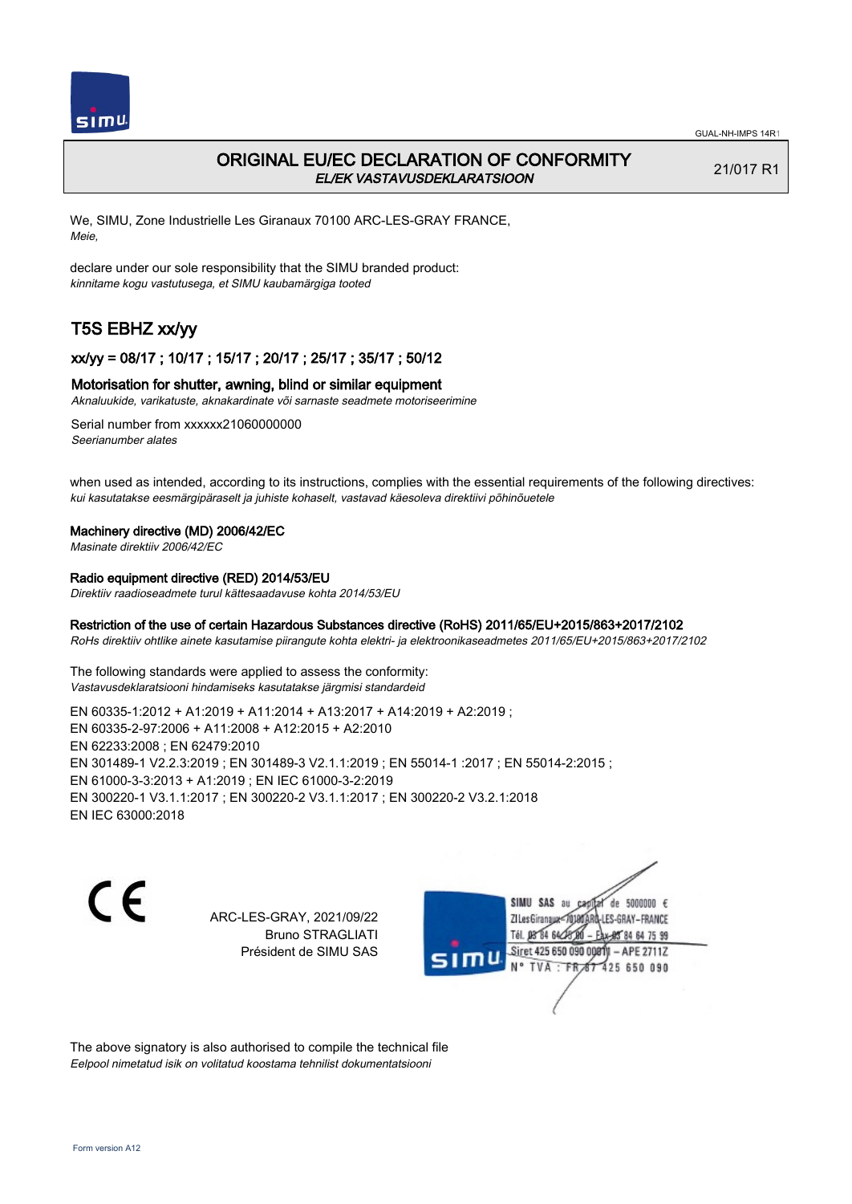GUAL-NH-IMPS 14R1

# ORIGINAL EU/EC DECLARATION OF CONFORMITY

*EL/EK VASTAVUSDEKLARATSIOON*

21/017 R1

We, SIMU, Zone Industrielle Les Giranaux 70100 ARC-LES-GRAY FRANCE,
*Meie,*

declare under our sole responsibility that the SIMU branded product:
*kinnitame kogu vastutusega, et SIMU kaubamärgiga tooted*

## T5S EBHZ xx/yy

### xx/yy = 08/17 ; 10/17 ; 15/17 ; 20/17 ; 25/17 ; 35/17 ; 50/12

### Motorisation for shutter, awning, blind or similar equipment

*Aknaluukide, varikatuste, aknakardinate või sarnaste seadmete motoriseerimine*

Serial number from xxxxxx21060000000
*Seerianumber alates*

when used as intended, according to its instructions, complies with the essential requirements of the following directives:
*kui kasutatakse eesmärgipäraselt ja juhiste kohaselt, vastavad käesoleva direktiivi põhinõuetele*

**Machinery directive (MD) 2006/42/EC**
*Masinate direktiiv 2006/42/EC*

**Radio equipment directive (RED) 2014/53/EU**
*Direktiiv raadioseadmete turul kättesaadavuse kohta 2014/53/EU*

**Restriction of the use of certain Hazardous Substances directive (RoHS) 2011/65/EU+2015/863+2017/2102**
*RoHs direktiiv ohtlike ainete kasutamise piirangute kohta elektri- ja elektroonikaseadmetes 2011/65/EU+2015/863+2017/2102*

The following standards were applied to assess the conformity:
*Vastavusdeklaratsiooni hindamiseks kasutatakse järgmisi standardeid*

EN 60335-1:2012 + A1:2019 + A11:2014 + A13:2017 + A14:2019 + A2:2019 ;
EN 60335-2-97:2006 + A11:2008 + A12:2015 + A2:2010
EN 62233:2008 ; EN 62479:2010
EN 301489-1 V2.2.3:2019 ; EN 301489-3 V2.1.1:2019 ; EN 55014-1 :2017 ; EN 55014-2:2015 ;
EN 61000-3-3:2013 + A1:2019 ; EN IEC 61000-3-2:2019
EN 300220-1 V3.1.1:2017 ; EN 300220-2 V3.1.1:2017 ; EN 300220-2 V3.2.1:2018
EN IEC 63000:2018

CE

ARC-LES-GRAY, 2021/09/22
Bruno STRAGLIATI
Président de SIMU SAS

SIMU SAS au capital de 5000000 €
ZI Les Giranaux 70100 ARC-LES-GRAY-FRANCE
Tél. 03 84 64 75 00 – Fax 03 84 64 75 99
Siret 425 650 090 00011 – APE 2711Z
N° TVA : FR 87 425 650 090

The above signatory is also authorised to compile the technical file
*Eelpool nimetatud isik on volitatud koostama tehnilist dokumentatsiooni*

Form version A12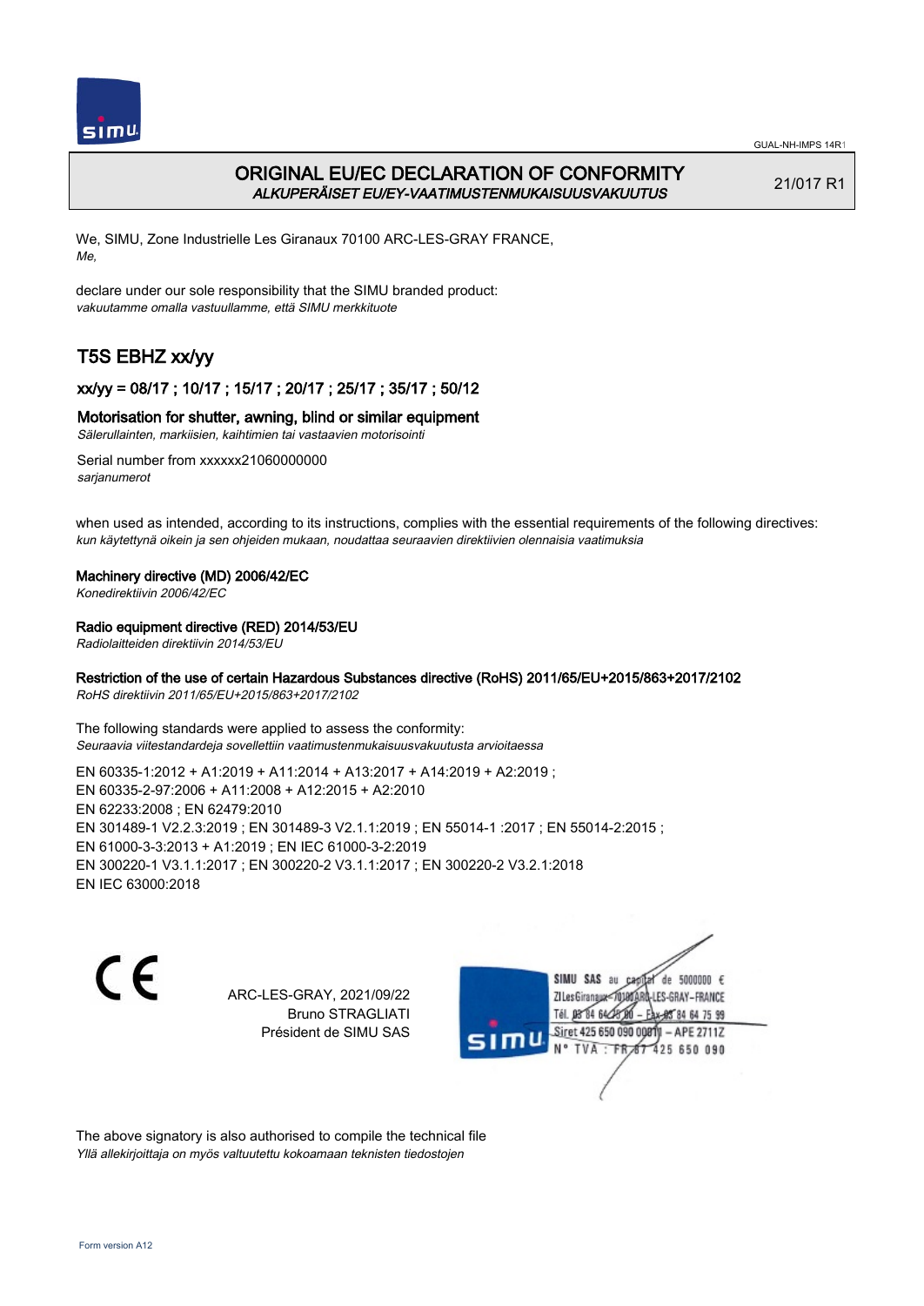# ORIGINAL EU/EC DECLARATION OF CONFORMITY
*ALKUPERÄISET EU/EY-VAATIMUSTENMUKAISUUSVAKUUTUS*

21/017 R1

We, SIMU, Zone Industrielle Les Giranaux 70100 ARC-LES-GRAY FRANCE,
*Me,*

declare under our sole responsibility that the SIMU branded product:
*vakuutamme omalla vastuullamme, että SIMU merkkituote*

## T5S EBHZ xx/yy

### xx/yy = 08/17 ; 10/17 ; 15/17 ; 20/17 ; 25/17 ; 35/17 ; 50/12

**Motorisation for shutter, awning, blind or similar equipment**
*Sälerullainten, markiisien, kaihtimien tai vastaavien motorisointi*

Serial number from xxxxxx21060000000
*sarjanumerot*

when used as intended, according to its instructions, complies with the essential requirements of the following directives:
*kun käytettynä oikein ja sen ohjeiden mukaan, noudattaa seuraavien direktiivien olennaisia vaatimuksia*

**Machinery directive (MD) 2006/42/EC**
*Konedirektiivin 2006/42/EC*

**Radio equipment directive (RED) 2014/53/EU**
*Radiolaitteiden direktiivin 2014/53/EU*

**Restriction of the use of certain Hazardous Substances directive (RoHS) 2011/65/EU+2015/863+2017/2102**
*RoHS direktiivin 2011/65/EU+2015/863+2017/2102*

The following standards were applied to assess the conformity:
*Seuraavia viitestandardeja sovellettiin vaatimustenmukaisuusvakuutusta arvioitaessa*

EN 60335-1:2012 + A1:2019 + A11:2014 + A13:2017 + A14:2019 + A2:2019 ;
EN 60335-2-97:2006 + A11:2008 + A12:2015 + A2:2010
EN 62233:2008 ; EN 62479:2010
EN 301489-1 V2.2.3:2019 ; EN 301489-3 V2.1.1:2019 ; EN 55014-1 :2017 ; EN 55014-2:2015 ;
EN 61000-3-3:2013 + A1:2019 ; EN IEC 61000-3-2:2019
EN 300220-1 V3.1.1:2017 ; EN 300220-2 V3.1.1:2017 ; EN 300220-2 V3.2.1:2018
EN IEC 63000:2018

CE

ARC-LES-GRAY, 2021/09/22
Bruno STRAGLIATI
Président de SIMU SAS

SIMU SAS au capital de 5000000 €
ZI Les Giranaux 70100 ARC-LES-GRAY-FRANCE
Tél. 03 84 64 75 00 – Fax 03 84 64 75 99
Siret 425 650 090 00011 – APE 2711Z
N° TVA : FR 67 425 650 090

The above signatory is also authorised to compile the technical file
*Yllä allekirjoittaja on myös valtuutettu kokoamaan teknisten tiedostojen*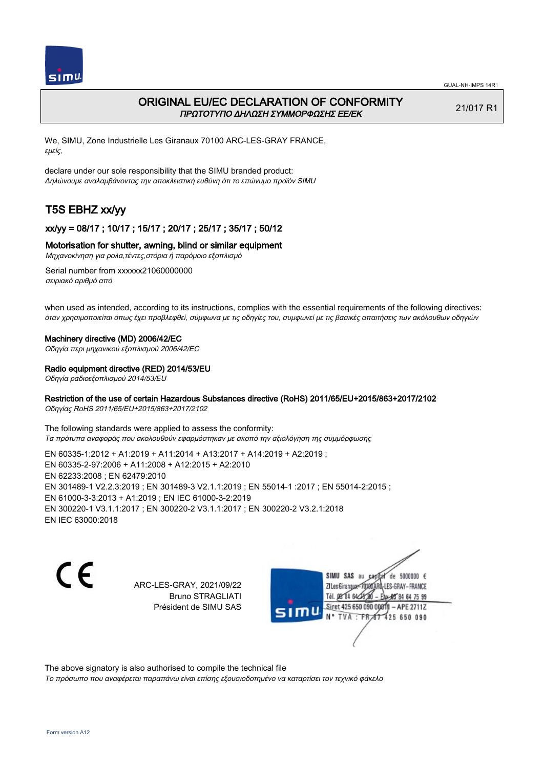# ORIGINAL EU/EC DECLARATION OF CONFORMITY

*ΠΡΩΤΟΤΥΠΟ ΔΗΛΩΣΗ ΣΥΜΜΟΡΦΩΣΗΣ ΕΕ/ΕΚ*

21/017 R1

We, SIMU, Zone Industrielle Les Giranaux 70100 ARC-LES-GRAY FRANCE,
*εμείς,*

declare under our sole responsibility that the SIMU branded product:
*Δηλώνουμε αναλαμβάνοντας την αποκλειστική ευθύνη ότι το επώνυμο προϊόν SIMU*

## T5S EBHZ xx/yy

### xx/yy = 08/17 ; 10/17 ; 15/17 ; 20/17 ; 25/17 ; 35/17 ; 50/12

### Motorisation for shutter, awning, blind or similar equipment

*Μηχανοκίνηση για ρολα,τέντες,στόρια ή παρόμοιο εξοπλισμό*

Serial number from xxxxxx21060000000
*σειριακό αριθμό από*

when used as intended, according to its instructions, complies with the essential requirements of the following directives:
*όταν χρησιμοποιείται όπως έχει προβλεφθεί, σύμφωνα με τις οδηγίες του, συμφωνεί με τις βασικές απαιτήσεις των ακόλουθων οδηγιών*

**Machinery directive (MD) 2006/42/EC**
*Οδηγία περι μηχανικού εξοπλισμού 2006/42/EC*

**Radio equipment directive (RED) 2014/53/EU**
*Οδηγία ραδιοεξοπλισμού 2014/53/EU*

**Restriction of the use of certain Hazardous Substances directive (RoHS) 2011/65/EU+2015/863+2017/2102**
*Οδηγίας RoHS 2011/65/EU+2015/863+2017/2102*

The following standards were applied to assess the conformity:
*Τα πρότυπα αναφοράς που ακολουθούν εφαρμόστηκαν με σκοπό την αξιολόγηση της συμμόρφωσης*

EN 60335-1:2012 + A1:2019 + A11:2014 + A13:2017 + A14:2019 + A2:2019 ;
EN 60335-2-97:2006 + A11:2008 + A12:2015 + A2:2010
EN 62233:2008 ; EN 62479:2010
EN 301489-1 V2.2.3:2019 ; EN 301489-3 V2.1.1:2019 ; EN 55014-1 :2017 ; EN 55014-2:2015 ;
EN 61000-3-3:2013 + A1:2019 ; EN IEC 61000-3-2:2019
EN 300220-1 V3.1.1:2017 ; EN 300220-2 V3.1.1:2017 ; EN 300220-2 V3.2.1:2018
EN IEC 63000:2018

CE

ARC-LES-GRAY, 2021/09/22
Bruno STRAGLIATI
Président de SIMU SAS

SIMU SAS au capital de 5000000 €
ZI Les Giranaux 70100 ARC-LES-GRAY-FRANCE
Tél. 03 84 64 75 00 – Fax 03 84 64 75 99
Siret 425 650 090 00011 – APE 2711Z
N° TVA : FR 67 425 650 090

The above signatory is also authorised to compile the technical file
*Το πρόσωπο που αναφέρεται παραπάνω είναι επίσης εξουσιοδοτημένο να καταρτίσει τον τεχνικό φάκελο*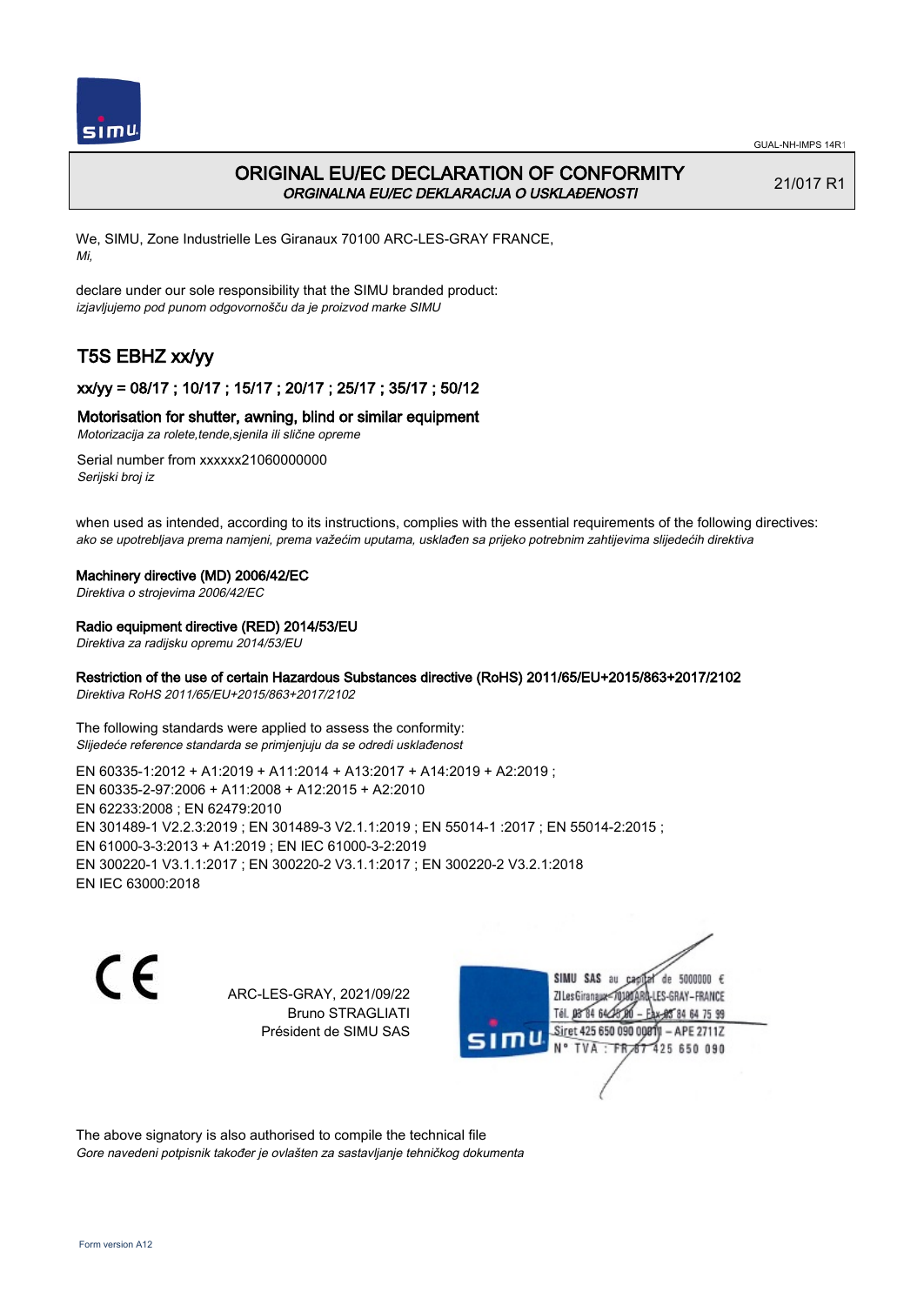# ORIGINAL EU/EC DECLARATION OF CONFORMITY

*ORGINALNA EU/EC DEKLARACIJA O USKLAĐENOSTI*

21/017 R1

We, SIMU, Zone Industrielle Les Giranaux 70100 ARC-LES-GRAY FRANCE,
*Mi,*

declare under our sole responsibility that the SIMU branded product:
*izjavljujemo pod punom odgovornošču da je proizvod marke SIMU*

## T5S EBHZ xx/yy

### xx/yy = 08/17 ; 10/17 ; 15/17 ; 20/17 ; 25/17 ; 35/17 ; 50/12

### Motorisation for shutter, awning, blind or similar equipment

*Motorizacija za rolete,tende,sjenila ili slične opreme*

Serial number from xxxxxx21060000000
*Serijski broj iz*

when used as intended, according to its instructions, complies with the essential requirements of the following directives:
*ako se upotrebljava prema namjeni, prema važećim uputama, usklađen sa prijeko potrebnim zahtijevima slijedećih direktiva*

**Machinery directive (MD) 2006/42/EC**
*Direktiva o strojevima 2006/42/EC*

**Radio equipment directive (RED) 2014/53/EU**
*Direktiva za radijsku opremu 2014/53/EU*

**Restriction of the use of certain Hazardous Substances directive (RoHS) 2011/65/EU+2015/863+2017/2102**
*Direktiva RoHS 2011/65/EU+2015/863+2017/2102*

The following standards were applied to assess the conformity:
*Slijedeće reference standarda se primjenjuju da se odredi usklađenost*

EN 60335-1:2012 + A1:2019 + A11:2014 + A13:2017 + A14:2019 + A2:2019 ;
EN 60335-2-97:2006 + A11:2008 + A12:2015 + A2:2010
EN 62233:2008 ; EN 62479:2010
EN 301489-1 V2.2.3:2019 ; EN 301489-3 V2.1.1:2019 ; EN 55014-1 :2017 ; EN 55014-2:2015 ;
EN 61000-3-3:2013 + A1:2019 ; EN IEC 61000-3-2:2019
EN 300220-1 V3.1.1:2017 ; EN 300220-2 V3.1.1:2017 ; EN 300220-2 V3.2.1:2018
EN IEC 63000:2018

CE

ARC-LES-GRAY, 2021/09/22
Bruno STRAGLIATI
Président de SIMU SAS

SIMU SAS au capital de 5000000 €
ZI Les Giranaux 70100 ARC-LES-GRAY-FRANCE
Tél. 03 84 64 75 00 – Fax 03 84 64 75 99
Siret 425 650 090 00011 – APE 2711Z
N° TVA : FR 87 425 650 090

The above signatory is also authorised to compile the technical file
*Gore navedeni potpisnik također je ovlašten za sastavljanje tehničkog dokumenta*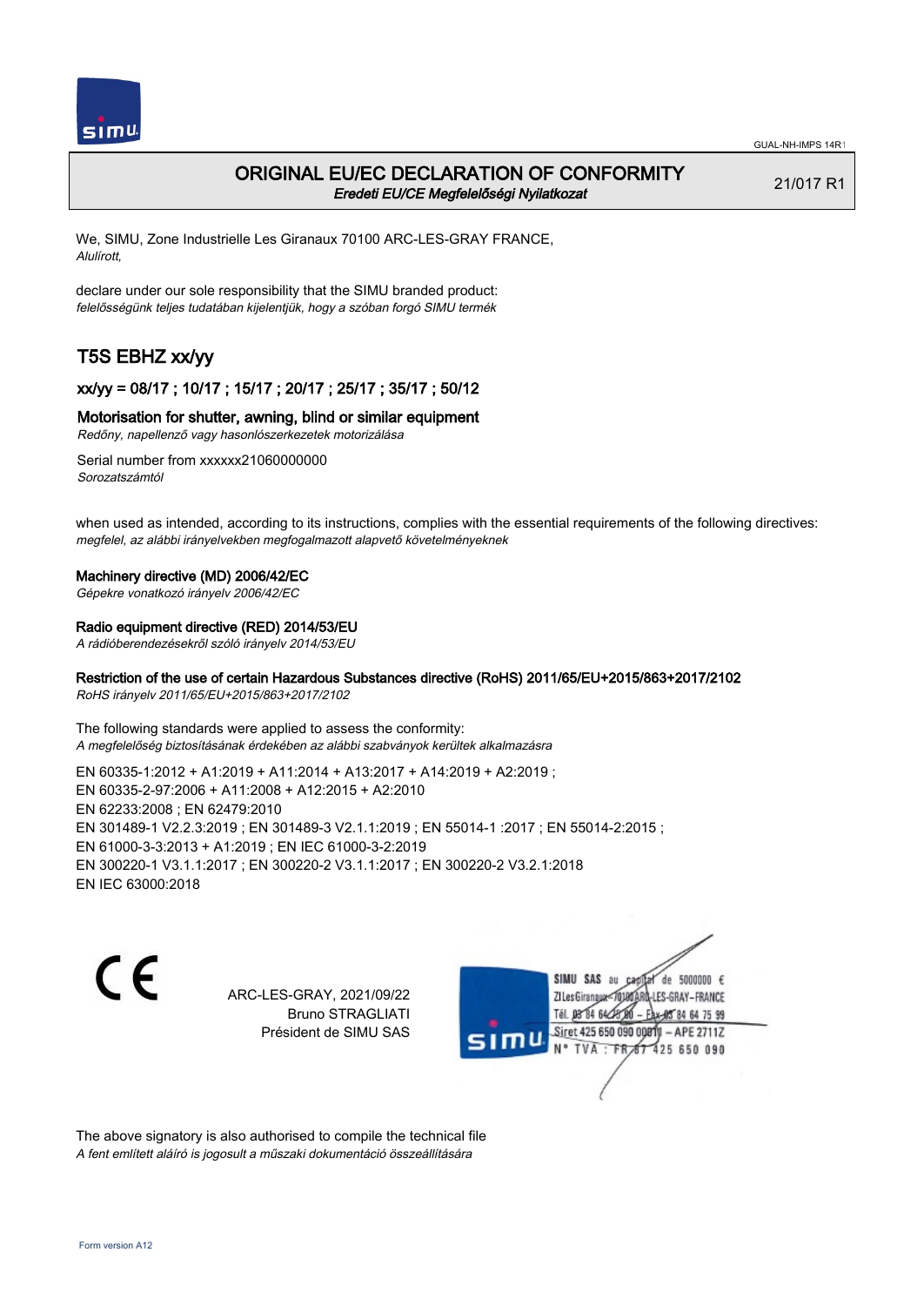# ORIGINAL EU/EC DECLARATION OF CONFORMITY

*Eredeti EU/CE Megfelelőségi Nyilatkozat*

21/017 R1

We, SIMU, Zone Industrielle Les Giranaux 70100 ARC-LES-GRAY FRANCE,
*Alulírott,*

declare under our sole responsibility that the SIMU branded product:
*felelősségünk teljes tudatában kijelentjük, hogy a szóban forgó SIMU termék*

## T5S EBHZ xx/yy

### xx/yy = 08/17 ; 10/17 ; 15/17 ; 20/17 ; 25/17 ; 35/17 ; 50/12

### Motorisation for shutter, awning, blind or similar equipment

*Redőny, napellenző vagy hasonlószerkezetek motorizálása*

Serial number from xxxxxx21060000000
*Sorozatszámtól*

when used as intended, according to its instructions, complies with the essential requirements of the following directives:
*megfelel, az alábbi irányelvekben megfogalmazott alapvető követelményeknek*

**Machinery directive (MD) 2006/42/EC**
*Gépekre vonatkozó irányelv 2006/42/EC*

**Radio equipment directive (RED) 2014/53/EU**
*A rádióberendezésekről szóló irányelv 2014/53/EU*

**Restriction of the use of certain Hazardous Substances directive (RoHS) 2011/65/EU+2015/863+2017/2102**
*RoHS irányelv 2011/65/EU+2015/863+2017/2102*

The following standards were applied to assess the conformity:
*A megfelelőség biztosításának érdekében az alábbi szabványok kerültek alkalmazásra*

EN 60335-1:2012 + A1:2019 + A11:2014 + A13:2017 + A14:2019 + A2:2019 ;
EN 60335-2-97:2006 + A11:2008 + A12:2015 + A2:2010
EN 62233:2008 ; EN 62479:2010
EN 301489-1 V2.2.3:2019 ; EN 301489-3 V2.1.1:2019 ; EN 55014-1 :2017 ; EN 55014-2:2015 ;
EN 61000-3-3:2013 + A1:2019 ; EN IEC 61000-3-2:2019
EN 300220-1 V3.1.1:2017 ; EN 300220-2 V3.1.1:2017 ; EN 300220-2 V3.2.1:2018
EN IEC 63000:2018

CE

ARC-LES-GRAY, 2021/09/22
Bruno STRAGLIATI
Président de SIMU SAS

SIMU SAS au capital de 5000000 €
ZI Les Giranaux 70100 ARC-LES-GRAY–FRANCE
Tél. 03 84 64 75 00 – Fax 03 84 64 75 99
Siret 425 650 090 00011 – APE 2711Z
N° TVA : FR 67 425 650 090

The above signatory is also authorised to compile the technical file
*A fent említett aláíró is jogosult a műszaki dokumentáció összeállítására*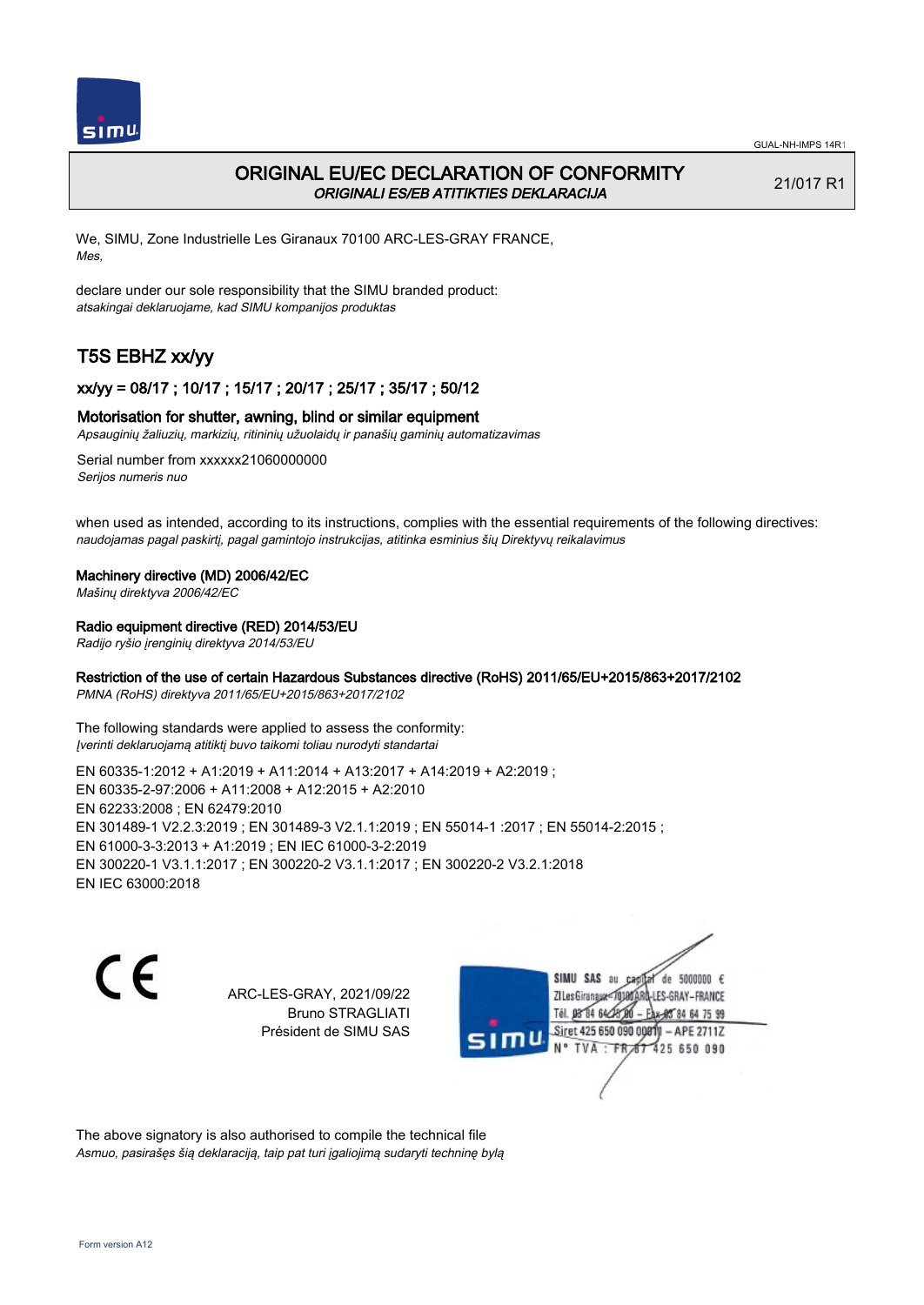# ORIGINAL EU/EC DECLARATION OF CONFORMITY
*ORIGINALI ES/EB ATITIKTIES DEKLARACIJA*

21/017 R1

We, SIMU, Zone Industrielle Les Giranaux 70100 ARC-LES-GRAY FRANCE,
*Mes,*

declare under our sole responsibility that the SIMU branded product:
*atsakingai deklaruojame, kad SIMU kompanijos produktas*

## T5S EBHZ xx/yy

### xx/yy = 08/17 ; 10/17 ; 15/17 ; 20/17 ; 25/17 ; 35/17 ; 50/12

### Motorisation for shutter, awning, blind or similar equipment
*Apsauginių žaliuzių, markizių, ritininių užuolaidų ir panašių gaminių automatizavimas*

Serial number from xxxxxx21060000000
*Serijos numeris nuo*

when used as intended, according to its instructions, complies with the essential requirements of the following directives:
*naudojamas pagal paskirtį, pagal gamintojo instrukcijas, atitinka esminius šių Direktyvų reikalavimus*

**Machinery directive (MD) 2006/42/EC**
*Mašinų direktyva 2006/42/EC*

**Radio equipment directive (RED) 2014/53/EU**
*Radijo ryšio įrenginių direktyva 2014/53/EU*

**Restriction of the use of certain Hazardous Substances directive (RoHS) 2011/65/EU+2015/863+2017/2102**
*PMNA (RoHS) direktyva 2011/65/EU+2015/863+2017/2102*

The following standards were applied to assess the conformity:
*Įverinti deklaruojamą atitiktį buvo taikomi toliau nurodyti standartai*

EN 60335-1:2012 + A1:2019 + A11:2014 + A13:2017 + A14:2019 + A2:2019 ;
EN 60335-2-97:2006 + A11:2008 + A12:2015 + A2:2010
EN 62233:2008 ; EN 62479:2010
EN 301489-1 V2.2.3:2019 ; EN 301489-3 V2.1.1:2019 ; EN 55014-1 :2017 ; EN 55014-2:2015 ;
EN 61000-3-3:2013 + A1:2019 ; EN IEC 61000-3-2:2019
EN 300220-1 V3.1.1:2017 ; EN 300220-2 V3.1.1:2017 ; EN 300220-2 V3.2.1:2018
EN IEC 63000:2018

ARC-LES-GRAY, 2021/09/22
Bruno STRAGLIATI
Président de SIMU SAS

SIMU SAS au capital de 5000000 €
ZI Les Giranaux 70100 ARC-LES-GRAY – FRANCE
Tél. 03 84 64 75 00 – Fax 03 84 64 75 99
Siret 425 650 090 00811 – APE 2711Z
N° TVA : FR 87 425 650 090

The above signatory is also authorised to compile the technical file
*Asmuo, pasirašęs šią deklaraciją, taip pat turi įgaliojimą sudaryti techninę bylą*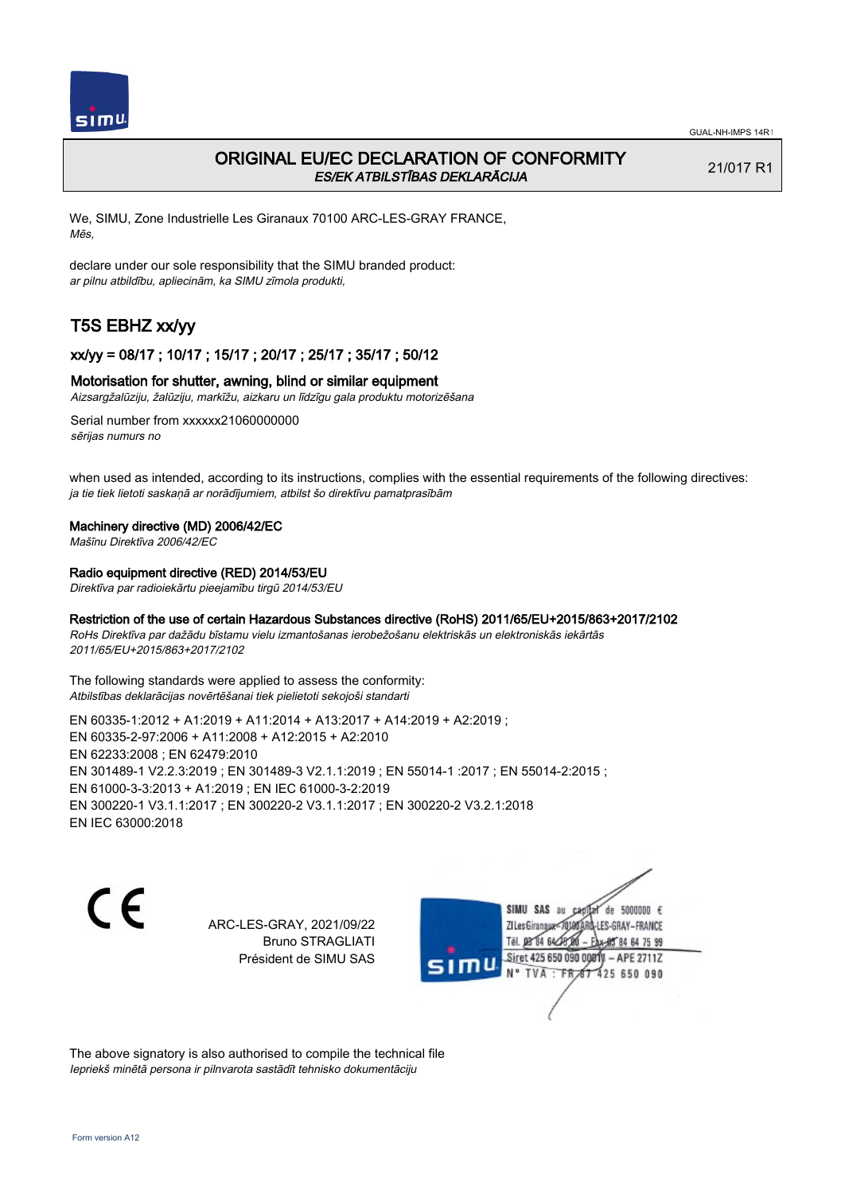GUAL-NH-IMPS 14R1

# ORIGINAL EU/EC DECLARATION OF CONFORMITY

*ES/EK ATBILSTĪBAS DEKLARĀCIJA*

21/017 R1

We, SIMU, Zone Industrielle Les Giranaux 70100 ARC-LES-GRAY FRANCE,
*Mēs,*

declare under our sole responsibility that the SIMU branded product:
*ar pilnu atbildību, apliecinām, ka SIMU zīmola produkti,*

## T5S EBHZ xx/yy

### xx/yy = 08/17 ; 10/17 ; 15/17 ; 20/17 ; 25/17 ; 35/17 ; 50/12

### Motorisation for shutter, awning, blind or similar equipment

*Aizsargžalūziju, žalūziju, markīžu, aizkaru un līdzīgu gala produktu motorizēšana*

Serial number from xxxxxx21060000000
*sērijas numurs no*

when used as intended, according to its instructions, complies with the essential requirements of the following directives:
*ja tie tiek lietoti saskaņā ar norādījumiem, atbilst šo direktīvu pamatprasībām*

**Machinery directive (MD) 2006/42/EC**
*Mašīnu Direktīva 2006/42/EC*

**Radio equipment directive (RED) 2014/53/EU**
*Direktīva par radioiekārtu pieejamību tirgū 2014/53/EU*

**Restriction of the use of certain Hazardous Substances directive (RoHS) 2011/65/EU+2015/863+2017/2102**
*RoHs Direktīva par dažādu bīstamu vielu izmantošanas ierobežošanu elektriskās un elektroniskās iekārtās 2011/65/EU+2015/863+2017/2102*

The following standards were applied to assess the conformity:
*Atbilstības deklarācijas novērtēšanai tiek pielietoti sekojoši standarti*

EN 60335-1:2012 + A1:2019 + A11:2014 + A13:2017 + A14:2019 + A2:2019 ;
EN 60335-2-97:2006 + A11:2008 + A12:2015 + A2:2010
EN 62233:2008 ; EN 62479:2010
EN 301489-1 V2.2.3:2019 ; EN 301489-3 V2.1.1:2019 ; EN 55014-1 :2017 ; EN 55014-2:2015 ;
EN 61000-3-3:2013 + A1:2019 ; EN IEC 61000-3-2:2019
EN 300220-1 V3.1.1:2017 ; EN 300220-2 V3.1.1:2017 ; EN 300220-2 V3.2.1:2018
EN IEC 63000:2018

CE

ARC-LES-GRAY, 2021/09/22
Bruno STRAGLIATI
Président de SIMU SAS

SIMU SAS au capital de 5000000 €
ZI Les Giranaux 70100 ARC-LES-GRAY-FRANCE
Tél. 03 84 64 78 00 – Fax 03 84 64 75 99
Siret 425 650 090 00011 – APE 2711Z
N° TVA : FR 87 425 650 090

The above signatory is also authorised to compile the technical file
*Iepriekš minētā persona ir pilnvarota sastādīt tehnisko dokumentāciju*

Form version A12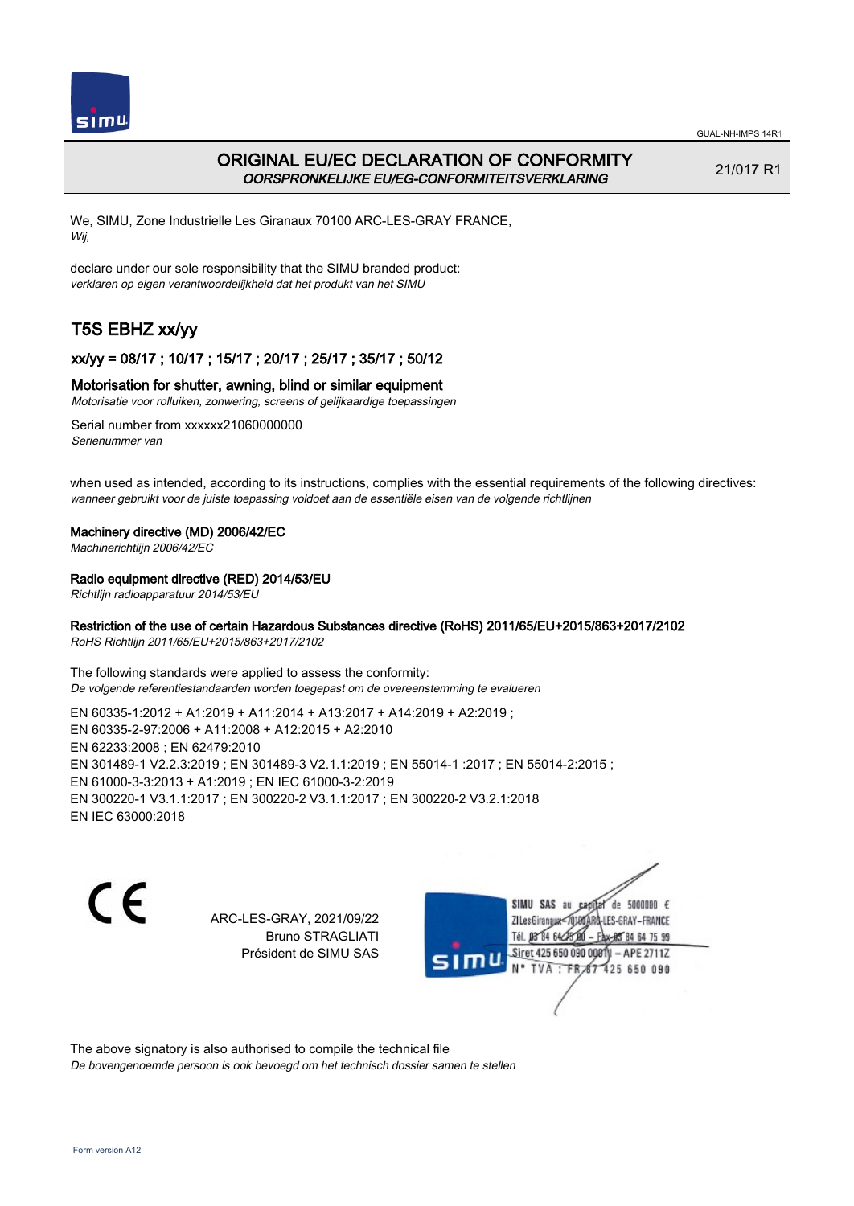# ORIGINAL EU/EC DECLARATION OF CONFORMITY

*OORSPRONKELIJKE EU/EG-CONFORMITEITSVERKLARING*

21/017 R1

We, SIMU, Zone Industrielle Les Giranaux 70100 ARC-LES-GRAY FRANCE,
*Wij,*

declare under our sole responsibility that the SIMU branded product:
*verklaren op eigen verantwoordelijkheid dat het produkt van het SIMU*

## T5S EBHZ xx/yy

### xx/yy = 08/17 ; 10/17 ; 15/17 ; 20/17 ; 25/17 ; 35/17 ; 50/12

### Motorisation for shutter, awning, blind or similar equipment

*Motorisatie voor rolluiken, zonwering, screens of gelijkaardige toepassingen*

Serial number from xxxxxx21060000000
*Serienummer van*

when used as intended, according to its instructions, complies with the essential requirements of the following directives:
*wanneer gebruikt voor de juiste toepassing voldoet aan de essentiële eisen van de volgende richtlijnen*

**Machinery directive (MD) 2006/42/EC**
*Machinerichtlijn 2006/42/EC*

**Radio equipment directive (RED) 2014/53/EU**
*Richtlijn radioapparatuur 2014/53/EU*

**Restriction of the use of certain Hazardous Substances directive (RoHS) 2011/65/EU+2015/863+2017/2102**
*RoHS Richtlijn 2011/65/EU+2015/863+2017/2102*

The following standards were applied to assess the conformity:
*De volgende referentiestandaarden worden toegepast om de overeenstemming te evalueren*

EN 60335-1:2012 + A1:2019 + A11:2014 + A13:2017 + A14:2019 + A2:2019 ;
EN 60335-2-97:2006 + A11:2008 + A12:2015 + A2:2010
EN 62233:2008 ; EN 62479:2010
EN 301489-1 V2.2.3:2019 ; EN 301489-3 V2.1.1:2019 ; EN 55014-1 :2017 ; EN 55014-2:2015 ;
EN 61000-3-3:2013 + A1:2019 ; EN IEC 61000-3-2:2019
EN 300220-1 V3.1.1:2017 ; EN 300220-2 V3.1.1:2017 ; EN 300220-2 V3.2.1:2018
EN IEC 63000:2018

CE

ARC-LES-GRAY, 2021/09/22
Bruno STRAGLIATI
Président de SIMU SAS

SIMU SAS au capital de 5000000 €
ZI Les Giranaux 70100 ARC-LES-GRAY-FRANCE
Tél. 03 84 64 75 00 – Fax 03 84 64 75 99
Siret 425 650 090 00811 – APE 2711Z
N° TVA : FR 87 425 650 090

The above signatory is also authorised to compile the technical file
*De bovengenoemde persoon is ook bevoegd om het technisch dossier samen te stellen*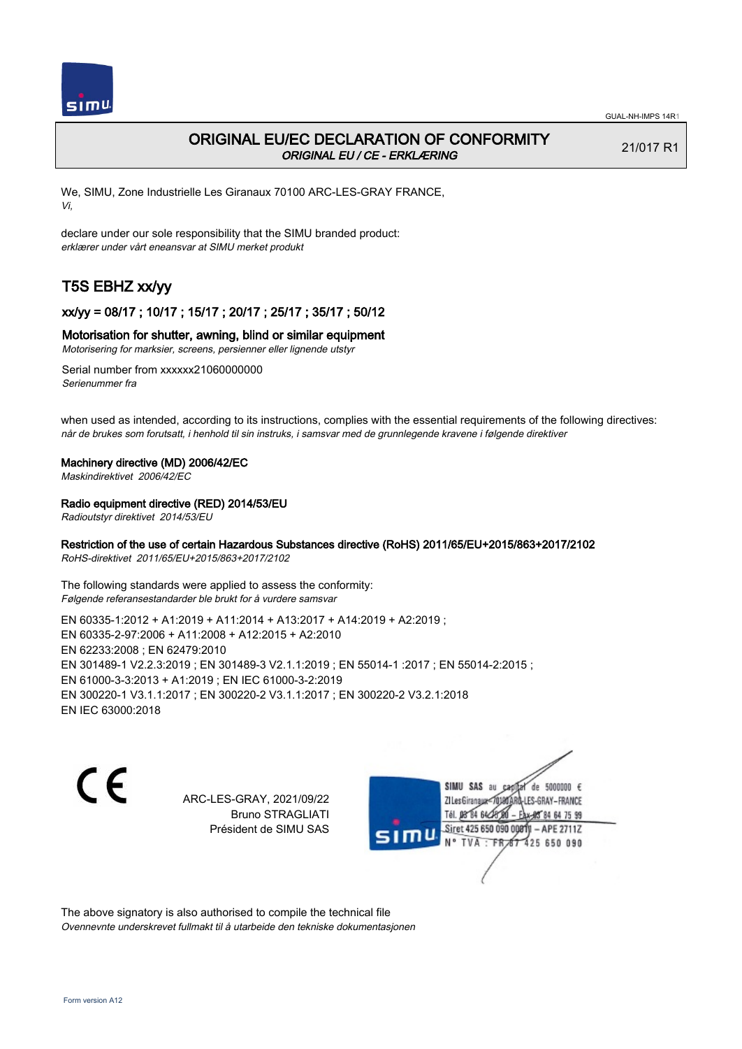# ORIGINAL EU/EC DECLARATION OF CONFORMITY

*ORIGINAL EU / CE - ERKLÆRING*

21/017 R1

We, SIMU, Zone Industrielle Les Giranaux 70100 ARC-LES-GRAY FRANCE,
*Vi,*

declare under our sole responsibility that the SIMU branded product:
*erklærer under vårt eneansvar at SIMU merket produkt*

## T5S EBHZ xx/yy

### xx/yy = 08/17 ; 10/17 ; 15/17 ; 20/17 ; 25/17 ; 35/17 ; 50/12

### Motorisation for shutter, awning, blind or similar equipment

*Motorisering for marksier, screens, persienner eller lignende utstyr*

Serial number from xxxxxx21060000000
*Serienummer fra*

when used as intended, according to its instructions, complies with the essential requirements of the following directives:
*når de brukes som forutsatt, i henhold til sin instruks, i samsvar med de grunnlegende kravene i følgende direktiver*

**Machinery directive (MD) 2006/42/EC**
*Maskindirektivet 2006/42/EC*

**Radio equipment directive (RED) 2014/53/EU**
*Radioutstyr direktivet 2014/53/EU*

**Restriction of the use of certain Hazardous Substances directive (RoHS) 2011/65/EU+2015/863+2017/2102**
*RoHS-direktivet 2011/65/EU+2015/863+2017/2102*

The following standards were applied to assess the conformity:
*Følgende referansestandarder ble brukt for å vurdere samsvar*

EN 60335-1:2012 + A1:2019 + A11:2014 + A13:2017 + A14:2019 + A2:2019 ;
EN 60335-2-97:2006 + A11:2008 + A12:2015 + A2:2010
EN 62233:2008 ; EN 62479:2010
EN 301489-1 V2.2.3:2019 ; EN 301489-3 V2.1.1:2019 ; EN 55014-1 :2017 ; EN 55014-2:2015 ;
EN 61000-3-3:2013 + A1:2019 ; EN IEC 61000-3-2:2019
EN 300220-1 V3.1.1:2017 ; EN 300220-2 V3.1.1:2017 ; EN 300220-2 V3.2.1:2018
EN IEC 63000:2018

CE

ARC-LES-GRAY, 2021/09/22
Bruno STRAGLIATI
Président de SIMU SAS

SIMU SAS au capital de 5000000 €
ZI Les Giranaux 70100 ARC-LES-GRAY-FRANCE
Tél. 03 84 64 75 00 – Fax 03 84 64 75 99
Siret 425 650 090 00811 – APE 2711Z
N° TVA : FR 87 425 650 090

The above signatory is also authorised to compile the technical file
*Ovennevnte underskrevet fullmakt til å utarbeide den tekniske dokumentasjonen*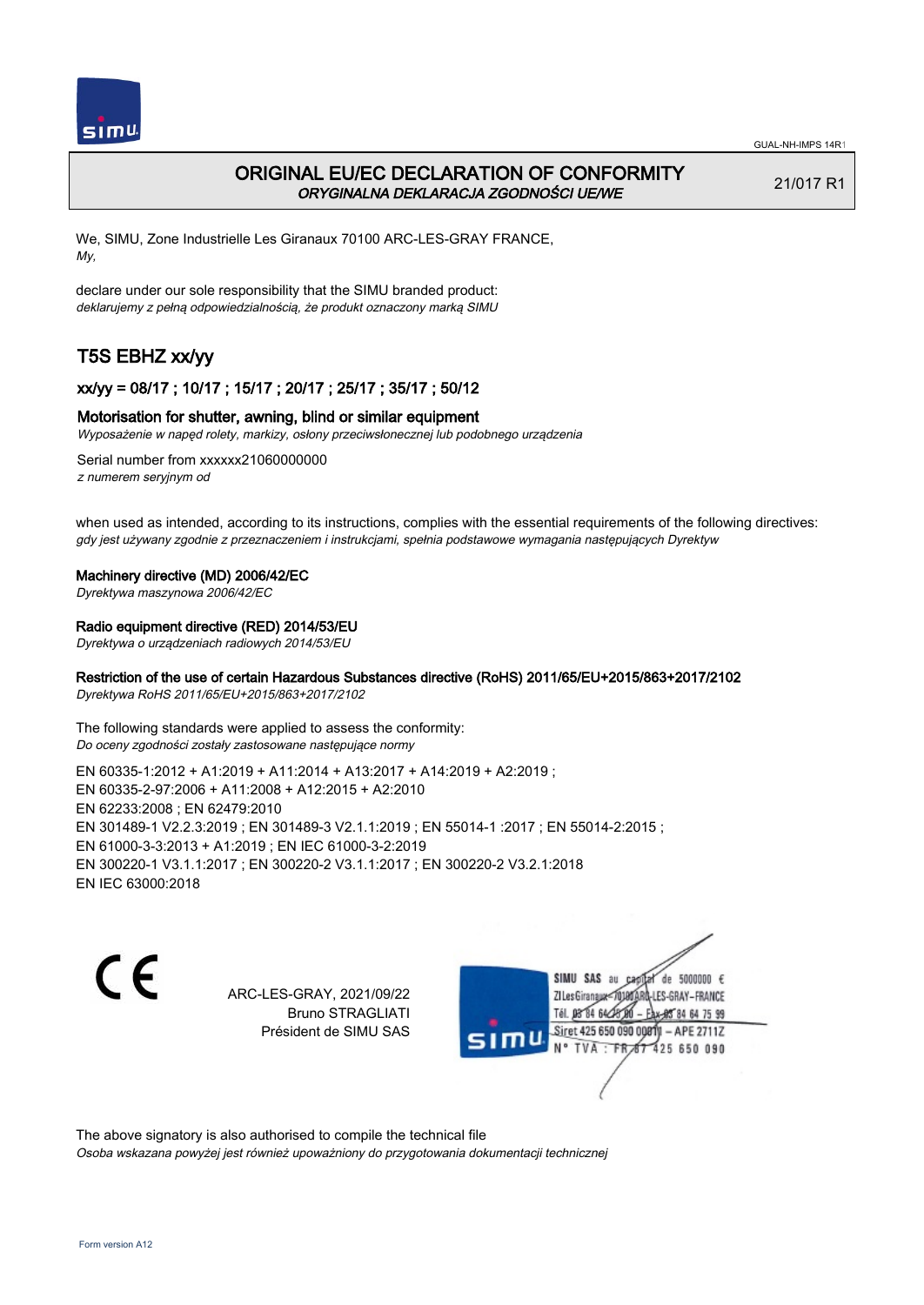# ORIGINAL EU/EC DECLARATION OF CONFORMITY

*ORYGINALNA DEKLARACJA ZGODNOŚCI UE/WE*

21/017 R1

We, SIMU, Zone Industrielle Les Giranaux 70100 ARC-LES-GRAY FRANCE,
*My,*

declare under our sole responsibility that the SIMU branded product:
*deklarujemy z pełną odpowiedzialnością, że produkt oznaczony marką SIMU*

## T5S EBHZ xx/yy

### xx/yy = 08/17 ; 10/17 ; 15/17 ; 20/17 ; 25/17 ; 35/17 ; 50/12

### Motorisation for shutter, awning, blind or similar equipment

*Wyposażenie w napęd rolety, markizy, osłony przeciwsłonecznej lub podobnego urządzenia*

Serial number from xxxxxx21060000000
*z numerem seryjnym od*

when used as intended, according to its instructions, complies with the essential requirements of the following directives:
*gdy jest używany zgodnie z przeznaczeniem i instrukcjami, spełnia podstawowe wymagania następujących Dyrektyw*

**Machinery directive (MD) 2006/42/EC**
*Dyrektywa maszynowa 2006/42/EC*

**Radio equipment directive (RED) 2014/53/EU**
*Dyrektywa o urządzeniach radiowych 2014/53/EU*

**Restriction of the use of certain Hazardous Substances directive (RoHS) 2011/65/EU+2015/863+2017/2102**
*Dyrektywa RoHS 2011/65/EU+2015/863+2017/2102*

The following standards were applied to assess the conformity:
*Do oceny zgodności zostały zastosowane następujące normy*

EN 60335-1:2012 + A1:2019 + A11:2014 + A13:2017 + A14:2019 + A2:2019 ;
EN 60335-2-97:2006 + A11:2008 + A12:2015 + A2:2010
EN 62233:2008 ; EN 62479:2010
EN 301489-1 V2.2.3:2019 ; EN 301489-3 V2.1.1:2019 ; EN 55014-1 :2017 ; EN 55014-2:2015 ;
EN 61000-3-3:2013 + A1:2019 ; EN IEC 61000-3-2:2019
EN 300220-1 V3.1.1:2017 ; EN 300220-2 V3.1.1:2017 ; EN 300220-2 V3.2.1:2018
EN IEC 63000:2018

CE

ARC-LES-GRAY, 2021/09/22
Bruno STRAGLIATI
Président de SIMU SAS

SIMU SAS au capital de 5000000 €
ZI Les Giranaux 70100 ARC-LES-GRAY-FRANCE
Tél. 03 84 64 75 00 – Fax 03 84 64 75 99
Siret 425 650 090 00011 – APE 2711Z
N° TVA : FR 67 425 650 090

The above signatory is also authorised to compile the technical file
*Osoba wskazana powyżej jest również upoważniony do przygotowania dokumentacji technicznej*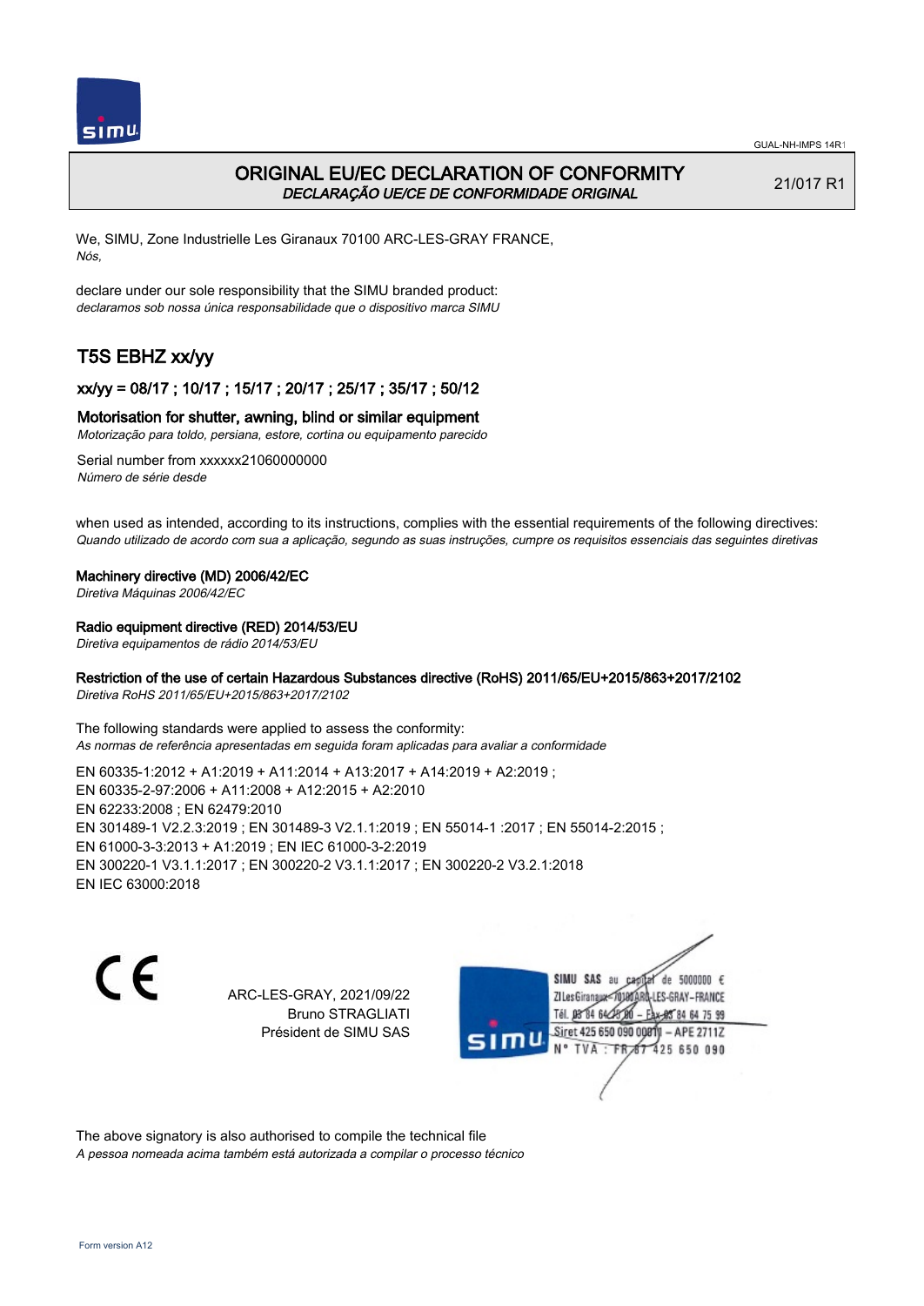GUAL-NH-IMPS 14R1

# ORIGINAL EU/EC DECLARATION OF CONFORMITY

*DECLARAÇÃO UE/CE DE CONFORMIDADE ORIGINAL*

21/017 R1

We, SIMU, Zone Industrielle Les Giranaux 70100 ARC-LES-GRAY FRANCE,
*Nós,*

declare under our sole responsibility that the SIMU branded product:
*declaramos sob nossa única responsabilidade que o dispositivo marca SIMU*

## T5S EBHZ xx/yy

### xx/yy = 08/17 ; 10/17 ; 15/17 ; 20/17 ; 25/17 ; 35/17 ; 50/12

### Motorisation for shutter, awning, blind or similar equipment

*Motorização para toldo, persiana, estore, cortina ou equipamento parecido*

Serial number from xxxxxx21060000000
*Número de série desde*

when used as intended, according to its instructions, complies with the essential requirements of the following directives:
*Quando utilizado de acordo com sua a aplicação, segundo as suas instruções, cumpre os requisitos essenciais das seguintes diretivas*

**Machinery directive (MD) 2006/42/EC**
*Diretiva Máquinas 2006/42/EC*

**Radio equipment directive (RED) 2014/53/EU**
*Diretiva equipamentos de rádio 2014/53/EU*

**Restriction of the use of certain Hazardous Substances directive (RoHS) 2011/65/EU+2015/863+2017/2102**
*Diretiva RoHS 2011/65/EU+2015/863+2017/2102*

The following standards were applied to assess the conformity:
*As normas de referência apresentadas em seguida foram aplicadas para avaliar a conformidade*

EN 60335-1:2012 + A1:2019 + A11:2014 + A13:2017 + A14:2019 + A2:2019 ;
EN 60335-2-97:2006 + A11:2008 + A12:2015 + A2:2010
EN 62233:2008 ; EN 62479:2010
EN 301489-1 V2.2.3:2019 ; EN 301489-3 V2.1.1:2019 ; EN 55014-1 :2017 ; EN 55014-2:2015 ;
EN 61000-3-3:2013 + A1:2019 ; EN IEC 61000-3-2:2019
EN 300220-1 V3.1.1:2017 ; EN 300220-2 V3.1.1:2017 ; EN 300220-2 V3.2.1:2018
EN IEC 63000:2018

CE

ARC-LES-GRAY, 2021/09/22
Bruno STRAGLIATI
Président de SIMU SAS

SIMU SAS au capital de 5000000 €
ZI Les Giranaux 70100 ARC-LES-GRAY – FRANCE
Tél. 03 84 64 75 00 – Fax 03 84 64 75 99
Siret 425 650 090 00011 – APE 2711Z
N° TVA : FR 87 425 650 090

The above signatory is also authorised to compile the technical file
*A pessoa nomeada acima também está autorizada a compilar o processo técnico*

Form version A12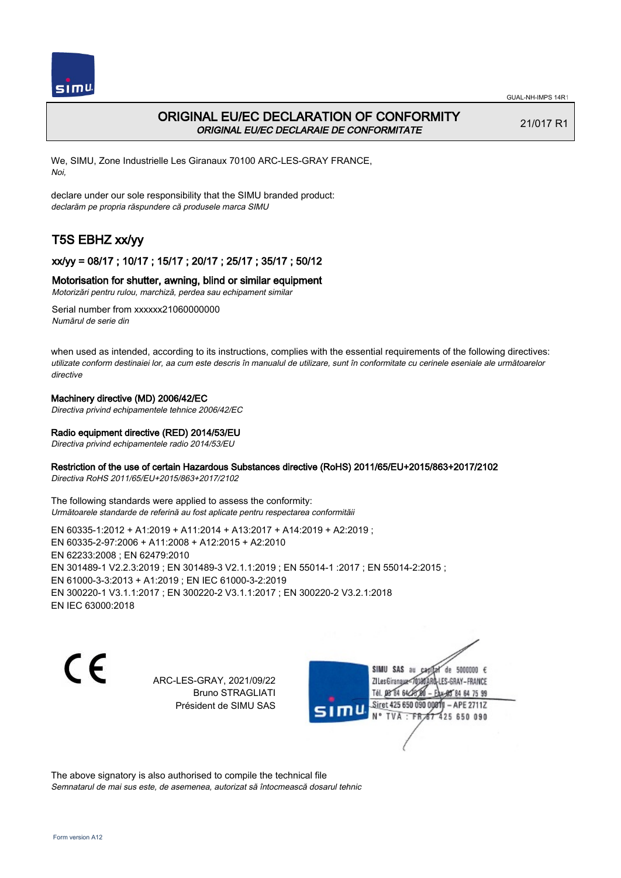GUAL-NH-IMPS 14R1

# ORIGINAL EU/EC DECLARATION OF CONFORMITY

*ORIGINAL EU/EC DECLARAIE DE CONFORMITATE*

21/017 R1

We, SIMU, Zone Industrielle Les Giranaux 70100 ARC-LES-GRAY FRANCE,
*Noi,*

declare under our sole responsibility that the SIMU branded product:
*declarăm pe propria răspundere că produsele marca SIMU*

## T5S EBHZ xx/yy

### xx/yy = 08/17 ; 10/17 ; 15/17 ; 20/17 ; 25/17 ; 35/17 ; 50/12

### Motorisation for shutter, awning, blind or similar equipment

*Motorizări pentru rulou, marchiză, perdea sau echipament similar*

Serial number from xxxxxx21060000000
*Numărul de serie din*

when used as intended, according to its instructions, complies with the essential requirements of the following directives:
*utilizate conform destinaiei lor, aa cum este descris în manualul de utilizare, sunt în conformitate cu cerinele eseniale ale următoarelor directive*

**Machinery directive (MD) 2006/42/EC**
*Directiva privind echipamentele tehnice 2006/42/EC*

**Radio equipment directive (RED) 2014/53/EU**
*Directiva privind echipamentele radio 2014/53/EU*

**Restriction of the use of certain Hazardous Substances directive (RoHS) 2011/65/EU+2015/863+2017/2102**
*Directiva RoHS 2011/65/EU+2015/863+2017/2102*

The following standards were applied to assess the conformity:
*Următoarele standarde de referină au fost aplicate pentru respectarea conformităii*

EN 60335-1:2012 + A1:2019 + A11:2014 + A13:2017 + A14:2019 + A2:2019 ;
EN 60335-2-97:2006 + A11:2008 + A12:2015 + A2:2010
EN 62233:2008 ; EN 62479:2010
EN 301489-1 V2.2.3:2019 ; EN 301489-3 V2.1.1:2019 ; EN 55014-1 :2017 ; EN 55014-2:2015 ;
EN 61000-3-3:2013 + A1:2019 ; EN IEC 61000-3-2:2019
EN 300220-1 V3.1.1:2017 ; EN 300220-2 V3.1.1:2017 ; EN 300220-2 V3.2.1:2018
EN IEC 63000:2018

ARC-LES-GRAY, 2021/09/22
Bruno STRAGLIATI
Président de SIMU SAS

SIMU SAS au capital de 5000000 €
ZI Les Giranaux 70100 ARC-LES-GRAY-FRANCE
Tél. 03 84 64 75 00 – Fax 03 84 64 75 99
Siret 425 650 090 00011 – APE 2711Z
N° TVA : FR 87 425 650 090

The above signatory is also authorised to compile the technical file
*Semnatarul de mai sus este, de asemenea, autorizat să întocmească dosarul tehnic*

Form version A12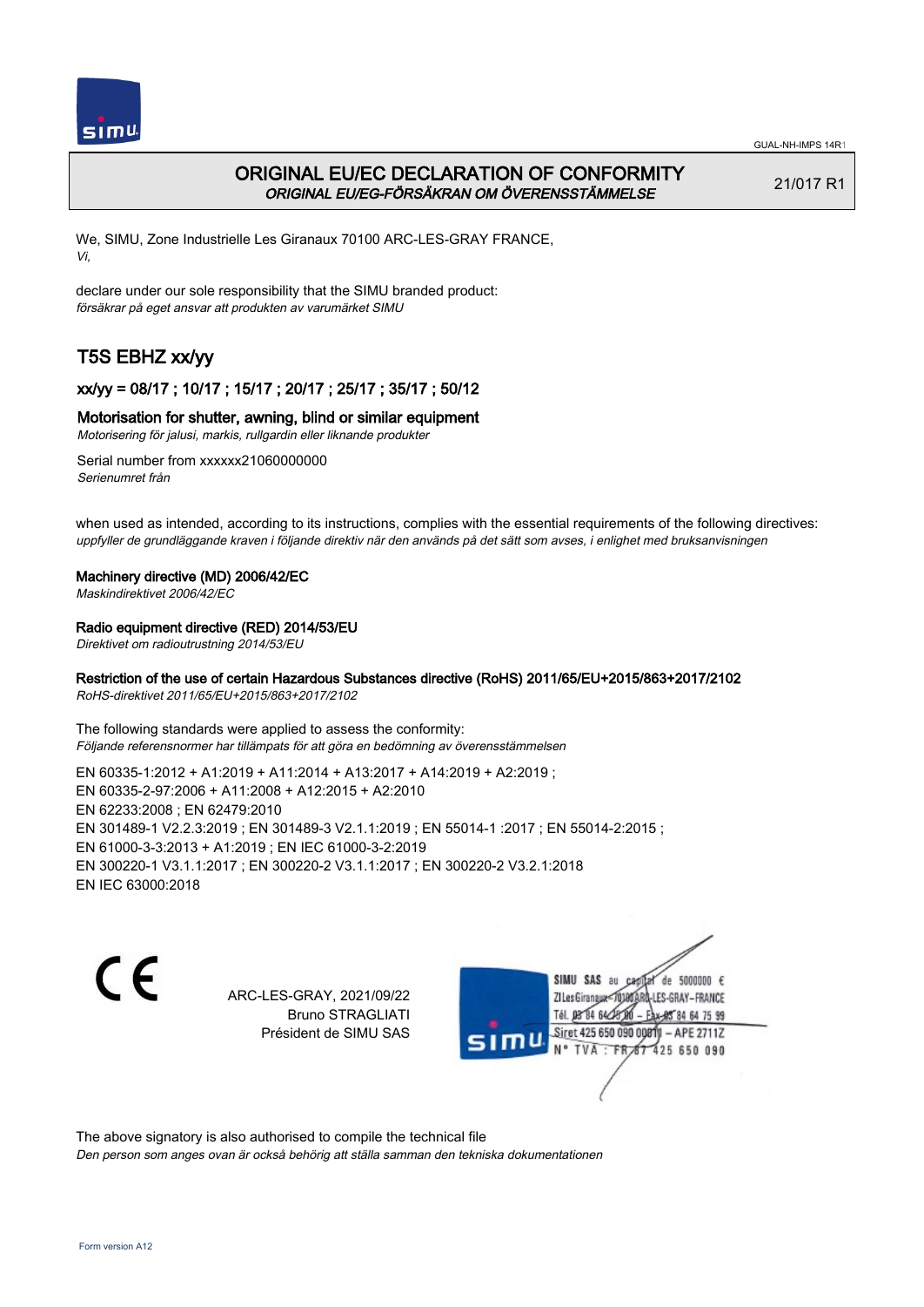# ORIGINAL EU/EC DECLARATION OF CONFORMITY
*ORIGINAL EU/EG-FÖRSÄKRAN OM ÖVERENSSTÄMMELSE*

21/017 R1

We, SIMU, Zone Industrielle Les Giranaux 70100 ARC-LES-GRAY FRANCE,
*Vi,*

declare under our sole responsibility that the SIMU branded product:
*försäkrar på eget ansvar att produkten av varumärket SIMU*

## T5S EBHZ xx/yy

### xx/yy = 08/17 ; 10/17 ; 15/17 ; 20/17 ; 25/17 ; 35/17 ; 50/12

**Motorisation for shutter, awning, blind or similar equipment**
*Motorisering för jalusi, markis, rullgardin eller liknande produkter*

Serial number from xxxxxx21060000000
*Serienumret från*

when used as intended, according to its instructions, complies with the essential requirements of the following directives:
*uppfyller de grundläggande kraven i följande direktiv när den används på det sätt som avses, i enlighet med bruksanvisningen*

**Machinery directive (MD) 2006/42/EC**
*Maskindirektivet 2006/42/EC*

**Radio equipment directive (RED) 2014/53/EU**
*Direktivet om radioutrustning 2014/53/EU*

**Restriction of the use of certain Hazardous Substances directive (RoHS) 2011/65/EU+2015/863+2017/2102**
*RoHS-direktivet 2011/65/EU+2015/863+2017/2102*

The following standards were applied to assess the conformity:
*Följande referensnormer har tillämpats för att göra en bedömning av överensstämmelsen*

EN 60335-1:2012 + A1:2019 + A11:2014 + A13:2017 + A14:2019 + A2:2019 ;
EN 60335-2-97:2006 + A11:2008 + A12:2015 + A2:2010
EN 62233:2008 ; EN 62479:2010
EN 301489-1 V2.2.3:2019 ; EN 301489-3 V2.1.1:2019 ; EN 55014-1 :2017 ; EN 55014-2:2015 ;
EN 61000-3-3:2013 + A1:2019 ; EN IEC 61000-3-2:2019
EN 300220-1 V3.1.1:2017 ; EN 300220-2 V3.1.1:2017 ; EN 300220-2 V3.2.1:2018
EN IEC 63000:2018

ARC-LES-GRAY, 2021/09/22
Bruno STRAGLIATI
Président de SIMU SAS

SIMU SAS au capital de 5000000 €
ZI Les Giranaux 70100 ARC-LES-GRAY-FRANCE
Tél. 03 84 64 75 00 – Fax 03 84 64 75 99
Siret 425 650 090 00011 – APE 2711Z
N° TVA : FR 87 425 650 090

The above signatory is also authorised to compile the technical file
*Den person som anges ovan är också behörig att ställa samman den tekniska dokumentationen*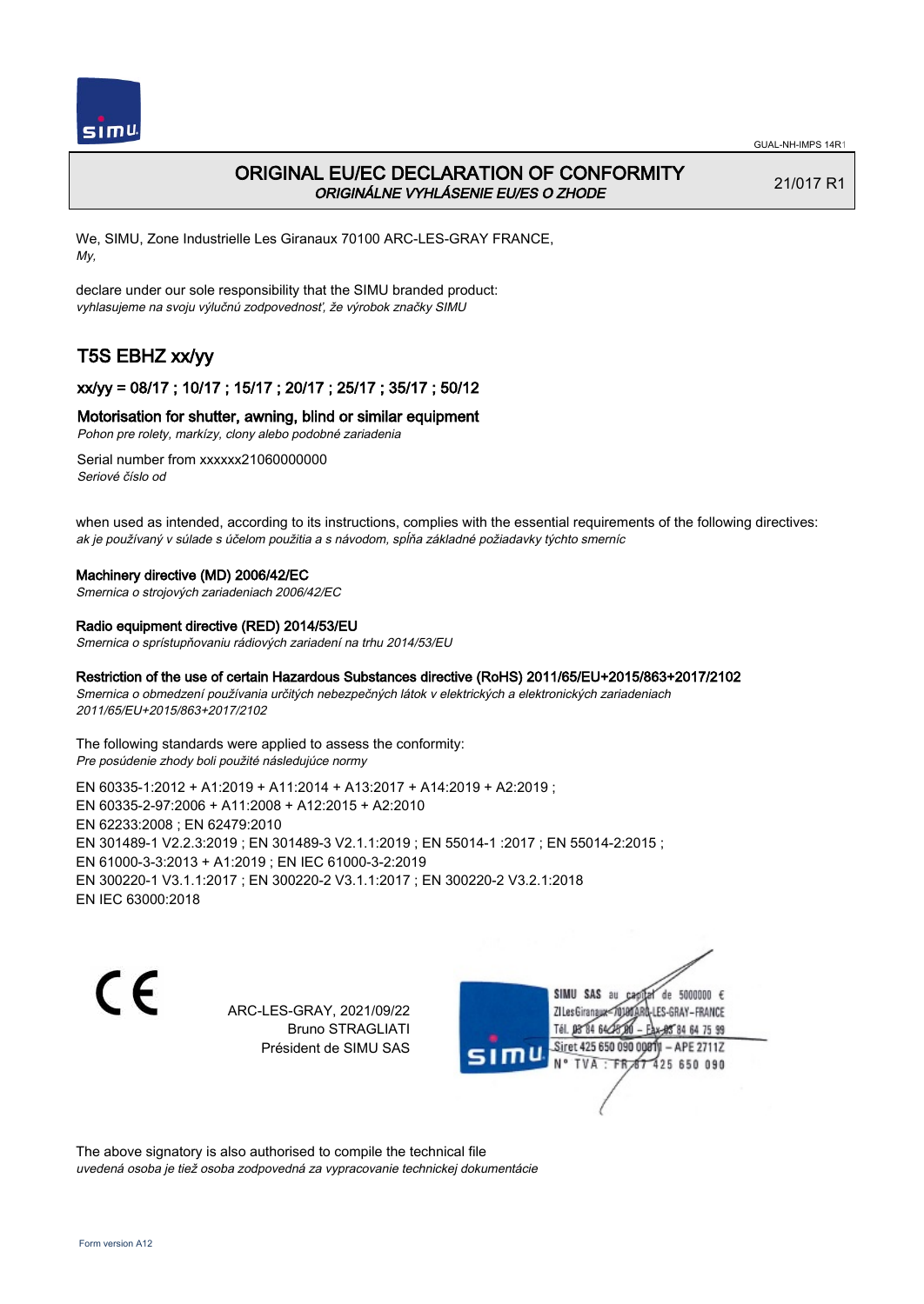GUAL-NH-IMPS 14R1

# ORIGINAL EU/EC DECLARATION OF CONFORMITY
*ORIGINÁLNE VYHLÁSENIE EU/ES O ZHODE*

21/017 R1

We, SIMU, Zone Industrielle Les Giranaux 70100 ARC-LES-GRAY FRANCE,
*My,*

declare under our sole responsibility that the SIMU branded product:
*vyhlasujeme na svoju výlučnú zodpovednosť, že výrobok značky SIMU*

## T5S EBHZ xx/yy

### xx/yy = 08/17 ; 10/17 ; 15/17 ; 20/17 ; 25/17 ; 35/17 ; 50/12

### Motorisation for shutter, awning, blind or similar equipment
*Pohon pre rolety, markízy, clony alebo podobné zariadenia*

Serial number from xxxxxx21060000000
*Seriové číslo od*

when used as intended, according to its instructions, complies with the essential requirements of the following directives:
*ak je používaný v súlade s účelom použitia a s návodom, spĺňa základné požiadavky týchto smerníc*

**Machinery directive (MD) 2006/42/EC**
*Smernica o strojových zariadeniach 2006/42/EC*

**Radio equipment directive (RED) 2014/53/EU**
*Smernica o sprístupňovaniu rádiových zariadení na trhu 2014/53/EU*

**Restriction of the use of certain Hazardous Substances directive (RoHS) 2011/65/EU+2015/863+2017/2102**
*Smernica o obmedzení používania určitých nebezpečných látok v elektrických a elektronických zariadeniach 2011/65/EU+2015/863+2017/2102*

The following standards were applied to assess the conformity:
*Pre posúdenie zhody boli použité následujúce normy*

EN 60335-1:2012 + A1:2019 + A11:2014 + A13:2017 + A14:2019 + A2:2019 ;
EN 60335-2-97:2006 + A11:2008 + A12:2015 + A2:2010
EN 62233:2008 ; EN 62479:2010
EN 301489-1 V2.2.3:2019 ; EN 301489-3 V2.1.1:2019 ; EN 55014-1 :2017 ; EN 55014-2:2015 ;
EN 61000-3-3:2013 + A1:2019 ; EN IEC 61000-3-2:2019
EN 300220-1 V3.1.1:2017 ; EN 300220-2 V3.1.1:2017 ; EN 300220-2 V3.2.1:2018
EN IEC 63000:2018

CE

ARC-LES-GRAY, 2021/09/22
Bruno STRAGLIATI
Président de SIMU SAS

SIMU SAS au capital de 5000000 €
ZI Les Giranaux 70100 ARC-LES-GRAY-FRANCE
Tél. 03 84 64 75 00 – Fax 03 84 64 75 99
Siret 425 650 090 00011 – APE 2711Z
N° TVA : FR 87 425 650 090

The above signatory is also authorised to compile the technical file
*uvedená osoba je tiež osoba zodpovedná za vypracovanie technickej dokumentácie*

Form version A12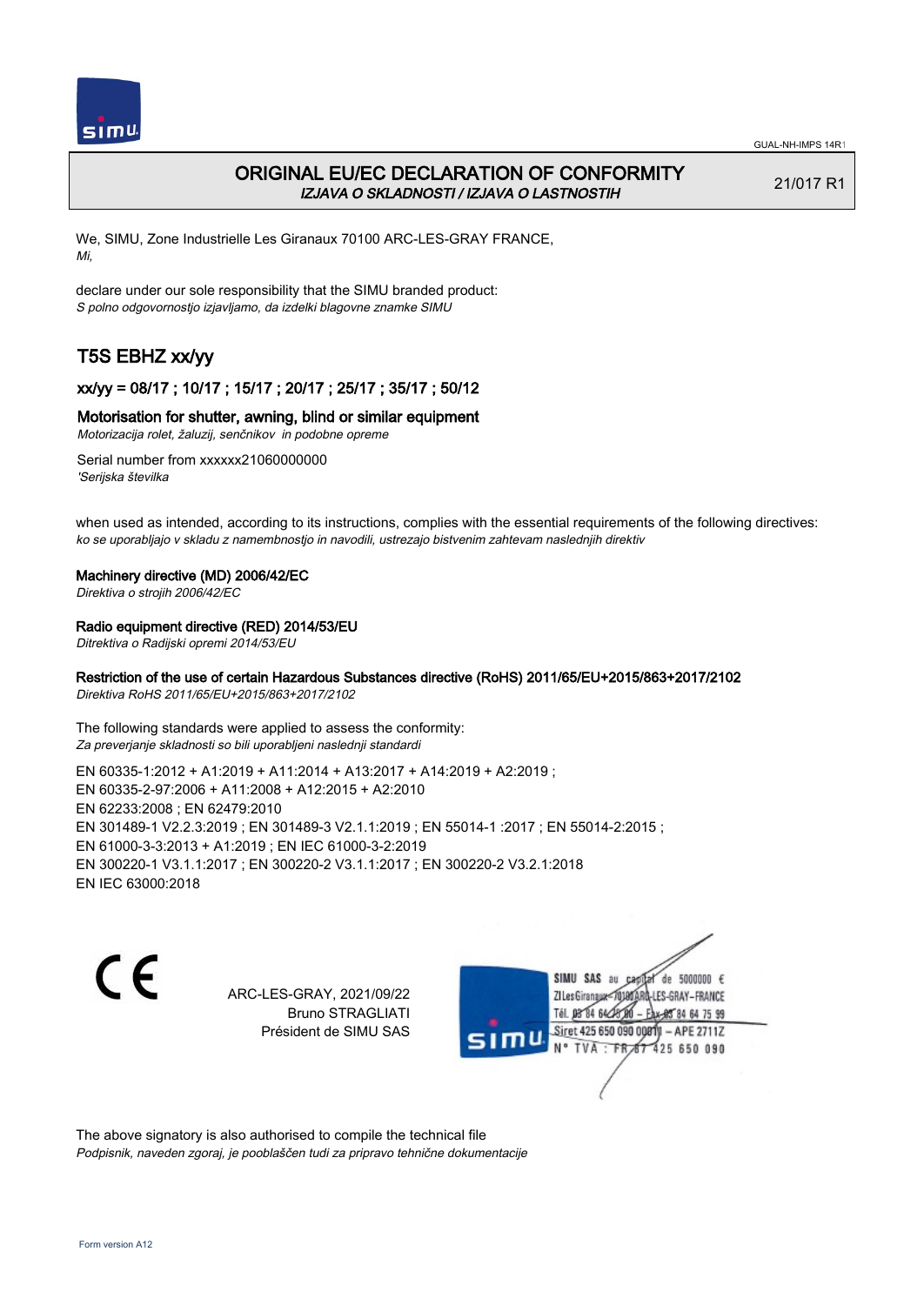# ORIGINAL EU/EC DECLARATION OF CONFORMITY

*IZJAVA O SKLADNOSTI / IZJAVA O LASTNOSTIH*

21/017 R1

We, SIMU, Zone Industrielle Les Giranaux 70100 ARC-LES-GRAY FRANCE,
*Mi,*

declare under our sole responsibility that the SIMU branded product:
*S polno odgovornostjo izjavljamo, da izdelki blagovne znamke SIMU*

## T5S EBHZ xx/yy

### xx/yy = 08/17 ; 10/17 ; 15/17 ; 20/17 ; 25/17 ; 35/17 ; 50/12

### Motorisation for shutter, awning, blind or similar equipment

*Motorizacija rolet, žaluzij, senčnikov in podobne opreme*

Serial number from xxxxxx21060000000
*'Serijska številka*

when used as intended, according to its instructions, complies with the essential requirements of the following directives:
*ko se uporabljajo v skladu z namembnostjo in navodili, ustrezajo bistvenim zahtevam naslednjih direktiv*

**Machinery directive (MD) 2006/42/EC**
*Direktiva o strojih 2006/42/EC*

**Radio equipment directive (RED) 2014/53/EU**
*Ditrektiva o Radijski opremi 2014/53/EU*

**Restriction of the use of certain Hazardous Substances directive (RoHS) 2011/65/EU+2015/863+2017/2102**
*Direktiva RoHS 2011/65/EU+2015/863+2017/2102*

The following standards were applied to assess the conformity:
*Za preverjanje skladnosti so bili uporabljeni naslednji standardi*

EN 60335-1:2012 + A1:2019 + A11:2014 + A13:2017 + A14:2019 + A2:2019 ;
EN 60335-2-97:2006 + A11:2008 + A12:2015 + A2:2010
EN 62233:2008 ; EN 62479:2010
EN 301489-1 V2.2.3:2019 ; EN 301489-3 V2.1.1:2019 ; EN 55014-1 :2017 ; EN 55014-2:2015 ;
EN 61000-3-3:2013 + A1:2019 ; EN IEC 61000-3-2:2019
EN 300220-1 V3.1.1:2017 ; EN 300220-2 V3.1.1:2017 ; EN 300220-2 V3.2.1:2018
EN IEC 63000:2018

CE

ARC-LES-GRAY, 2021/09/22
Bruno STRAGLIATI
Président de SIMU SAS

SIMU SAS au capital de 5000000 €
ZI Les Giranaux 70100 ARC-LES-GRAY-FRANCE
Tél. 03 84 64 75 00 – Fax 03 84 64 75 99
Siret 425 650 090 00811 – APE 2711Z
N° TVA : FR 87 425 650 090

The above signatory is also authorised to compile the technical file
*Podpisnik, naveden zgoraj, je pooblaščen tudi za pripravo tehnične dokumentacije*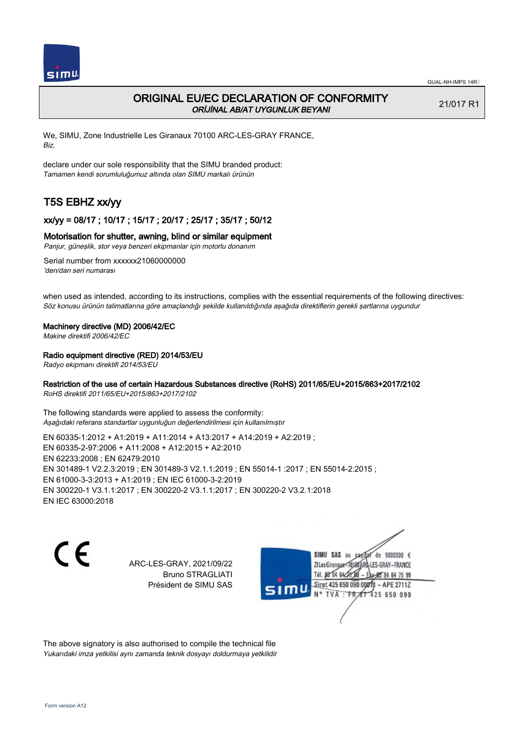# ORIGINAL EU/EC DECLARATION OF CONFORMITY
*ORİJİNAL AB/AT UYGUNLUK BEYANI*

21/017 R1

We, SIMU, Zone Industrielle Les Giranaux 70100 ARC-LES-GRAY FRANCE,
*Biz,*

declare under our sole responsibility that the SIMU branded product:
*Tamamen kendi sorumluluğumuz altında olan SIMU markalı ürünün*

## T5S EBHZ xx/yy

### xx/yy = 08/17 ; 10/17 ; 15/17 ; 20/17 ; 25/17 ; 35/17 ; 50/12

### Motorisation for shutter, awning, blind or similar equipment
*Panjur, güneşlik, stor veya benzeri ekipmanlar için motorlu donanım*

Serial number from xxxxxx21060000000
*'den/dan seri numarası*

when used as intended, according to its instructions, complies with the essential requirements of the following directives:
*Söz konusu ürünün talimatlarına göre amaçlandığı şekilde kullanıldığında aşağıda direktiflerin gerekli şartlarına uygundur*

**Machinery directive (MD) 2006/42/EC**
*Makine direktifi 2006/42/EC*

**Radio equipment directive (RED) 2014/53/EU**
*Radyo ekipmanı direktifi 2014/53/EU*

**Restriction of the use of certain Hazardous Substances directive (RoHS) 2011/65/EU+2015/863+2017/2102**
*RoHS direktifi 2011/65/EU+2015/863+2017/2102*

The following standards were applied to assess the conformity:
*Aşağıdaki referans standartlar uygunluğun değerlendirilmesi için kullanılmıştır*

EN 60335-1:2012 + A1:2019 + A11:2014 + A13:2017 + A14:2019 + A2:2019 ;
EN 60335-2-97:2006 + A11:2008 + A12:2015 + A2:2010
EN 62233:2008 ; EN 62479:2010
EN 301489-1 V2.2.3:2019 ; EN 301489-3 V2.1.1:2019 ; EN 55014-1 :2017 ; EN 55014-2:2015 ;
EN 61000-3-3:2013 + A1:2019 ; EN IEC 61000-3-2:2019
EN 300220-1 V3.1.1:2017 ; EN 300220-2 V3.1.1:2017 ; EN 300220-2 V3.2.1:2018
EN IEC 63000:2018

CE

ARC-LES-GRAY, 2021/09/22
Bruno STRAGLIATI
Président de SIMU SAS

SIMU SAS au capital de 5000000 €
ZI Les Giranaux 70100 ARC-LES-GRAY-FRANCE
Tél. 03 84 64 75 00 – Fax 03 84 64 75 99
Siret 425 650 090 00011 – APE 2711Z
N° TVA : FR 87 425 650 090

The above signatory is also authorised to compile the technical file
*Yukarıdaki imza yetkilisi aynı zamanda teknik dosyayı doldurmaya yetkilidir*